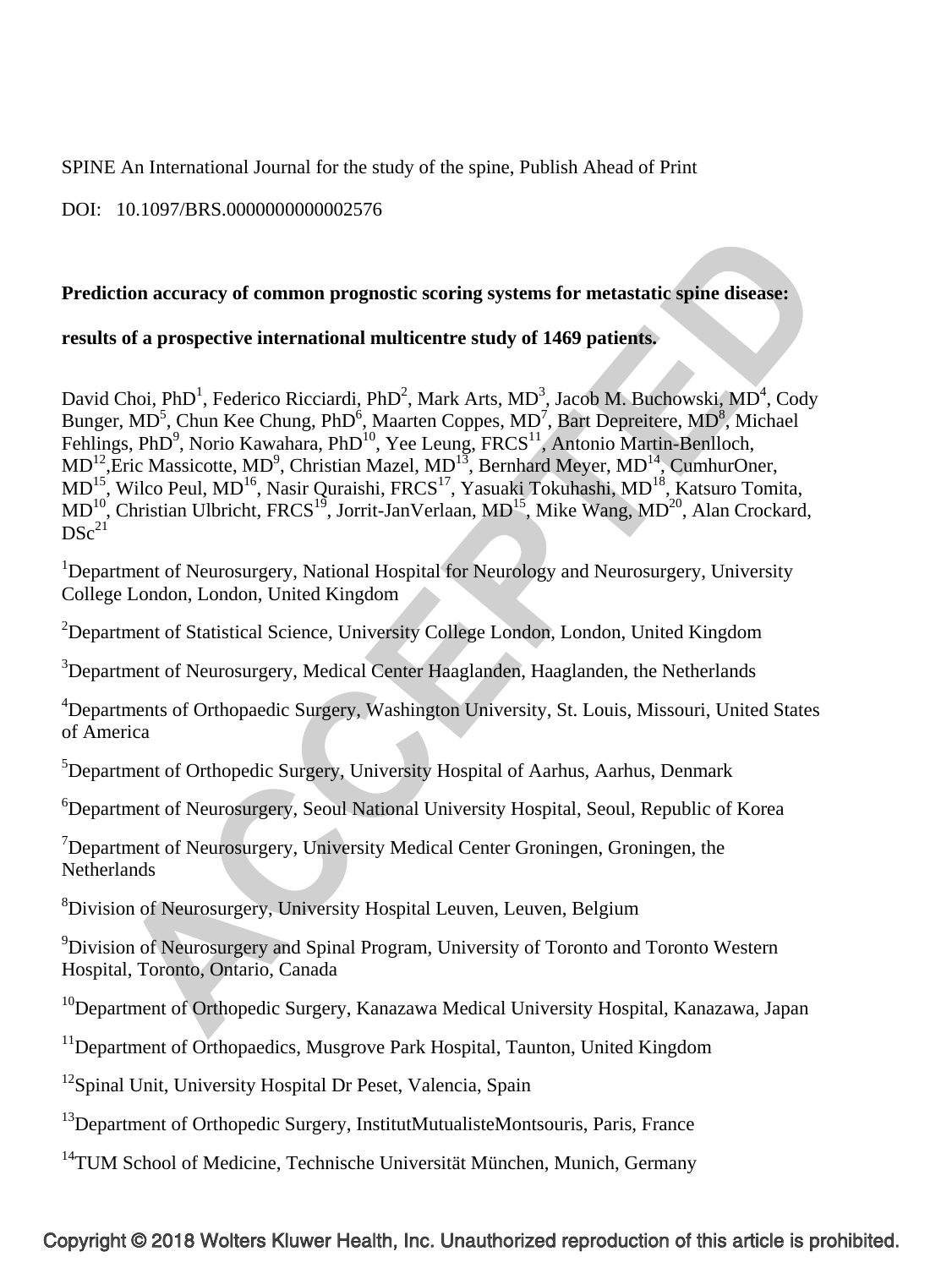SPINE An International Journal for the study of the spine, Publish Ahead of Print

DOI: 10.1097/BRS.0000000000002576

**Prediction accuracy of common prognostic scoring systems for metastatic spine disease: results of a prospective international multicentre study of 1469 patients.**

David Choi, PhD[1], Federico Ricciardi, PhD[2], Mark Arts, MD[3], Jacob M. Buchowski, MD[4], Cody Bunger, MD[5], Chun Kee Chung, PhD[6], Maarten Coppes, MD[7], Bart Depreitere, MD[8], Michael Fehlings, PhD[9], Norio Kawahara, PhD[10], Yee Leung, FRCS[11], Antonio Martin-Benlloch, MD[12], Eric Massicotte, MD[9], Christian Mazel, MD[13], Bernhard Meyer, MD[14], CumhurOner, MD[15], Wilco Peul, MD[16], Nasir Quraishi, FRCS[17], Yasuaki Tokuhashi, MD[18], Katsuro Tomita, MD[10], Christian Ulbricht, FRCS[19], Jorrit-JanVerlaan, MD[15], Mike Wang, MD[20], Alan Crockard, DSc[21]

[1]Department of Neurosurgery, National Hospital for Neurology and Neurosurgery, University College London, London, United Kingdom

[2]Department of Statistical Science, University College London, London, United Kingdom

[3]Department of Neurosurgery, Medical Center Haaglanden, Haaglanden, the Netherlands

[4]Departments of Orthopaedic Surgery, Washington University, St. Louis, Missouri, United States of America

[5]Department of Orthopedic Surgery, University Hospital of Aarhus, Aarhus, Denmark

[6]Department of Neurosurgery, Seoul National University Hospital, Seoul, Republic of Korea

[7]Department of Neurosurgery, University Medical Center Groningen, Groningen, the Netherlands

[8]Division of Neurosurgery, University Hospital Leuven, Leuven, Belgium

[9]Division of Neurosurgery and Spinal Program, University of Toronto and Toronto Western Hospital, Toronto, Ontario, Canada

[10]Department of Orthopedic Surgery, Kanazawa Medical University Hospital, Kanazawa, Japan

[11]Department of Orthopaedics, Musgrove Park Hospital, Taunton, United Kingdom

[12]Spinal Unit, University Hospital Dr Peset, Valencia, Spain

[13]Department of Orthopedic Surgery, InstitutMutualisteMontsouris, Paris, France

[14]TUM School of Medicine, Technische Universität München, Munich, Germany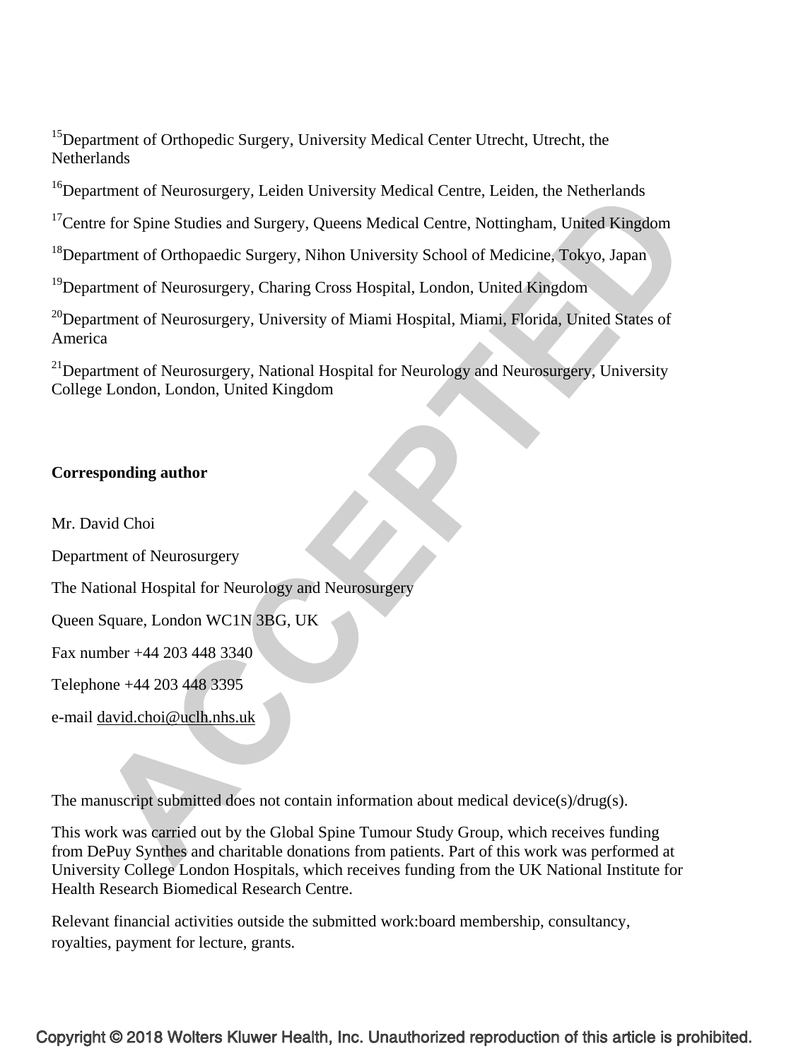[15]Department of Orthopedic Surgery, University Medical Center Utrecht, Utrecht, the Netherlands

[16]Department of Neurosurgery, Leiden University Medical Centre, Leiden, the Netherlands

[17]Centre for Spine Studies and Surgery, Queens Medical Centre, Nottingham, United Kingdom

[18]Department of Orthopaedic Surgery, Nihon University School of Medicine, Tokyo, Japan

[19]Department of Neurosurgery, Charing Cross Hospital, London, United Kingdom

[20]Department of Neurosurgery, University of Miami Hospital, Miami, Florida, United States of America

[21]Department of Neurosurgery, National Hospital for Neurology and Neurosurgery, University College London, London, United Kingdom

**Corresponding author**

Mr. David Choi

Department of Neurosurgery

The National Hospital for Neurology and Neurosurgery

Queen Square, London WC1N 3BG, UK

Fax number +44 203 448 3340

Telephone +44 203 448 3395

e-mail david.choi@uclh.nhs.uk

The manuscript submitted does not contain information about medical device(s)/drug(s).

This work was carried out by the Global Spine Tumour Study Group, which receives funding from DePuy Synthes and charitable donations from patients. Part of this work was performed at University College London Hospitals, which receives funding from the UK National Institute for Health Research Biomedical Research Centre.

Relevant financial activities outside the submitted work:board membership, consultancy, royalties, payment for lecture, grants.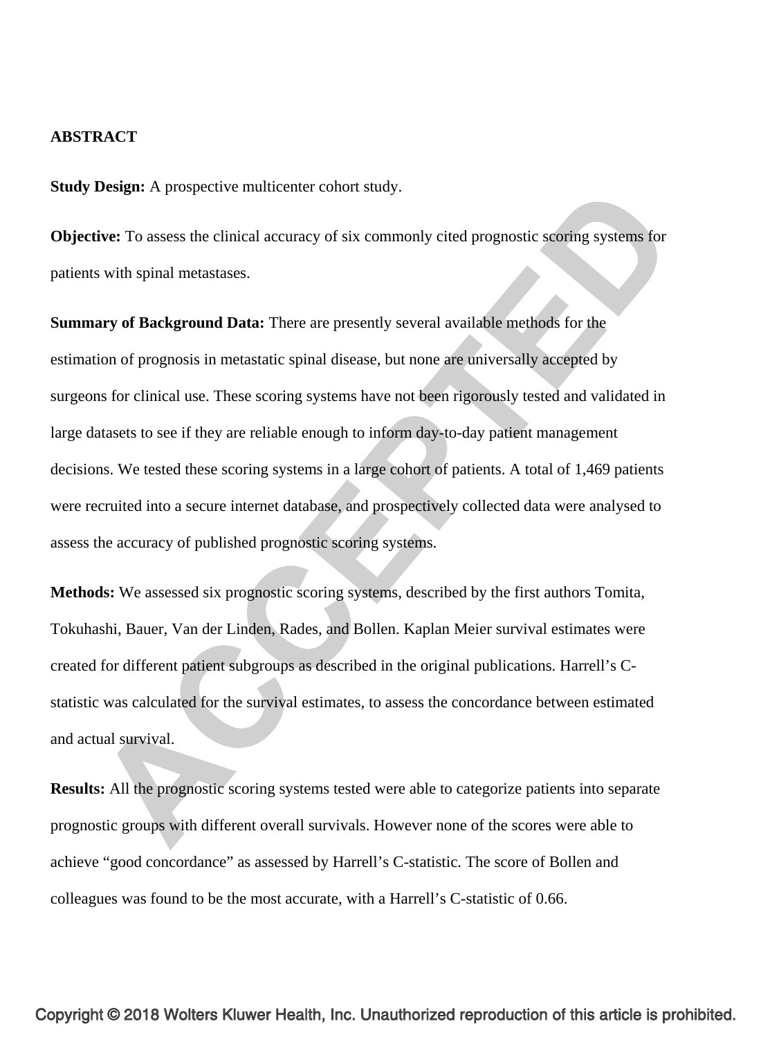## ABSTRACT

**Study Design:** A prospective multicenter cohort study.

**Objective:** To assess the clinical accuracy of six commonly cited prognostic scoring systems for patients with spinal metastases.

**Summary of Background Data:** There are presently several available methods for the estimation of prognosis in metastatic spinal disease, but none are universally accepted by surgeons for clinical use. These scoring systems have not been rigorously tested and validated in large datasets to see if they are reliable enough to inform day-to-day patient management decisions. We tested these scoring systems in a large cohort of patients. A total of 1,469 patients were recruited into a secure internet database, and prospectively collected data were analysed to assess the accuracy of published prognostic scoring systems.

**Methods:** We assessed six prognostic scoring systems, described by the first authors Tomita, Tokuhashi, Bauer, Van der Linden, Rades, and Bollen. Kaplan Meier survival estimates were created for different patient subgroups as described in the original publications. Harrell's C-statistic was calculated for the survival estimates, to assess the concordance between estimated and actual survival.

**Results:** All the prognostic scoring systems tested were able to categorize patients into separate prognostic groups with different overall survivals. However none of the scores were able to achieve "good concordance" as assessed by Harrell's C-statistic. The score of Bollen and colleagues was found to be the most accurate, with a Harrell's C-statistic of 0.66.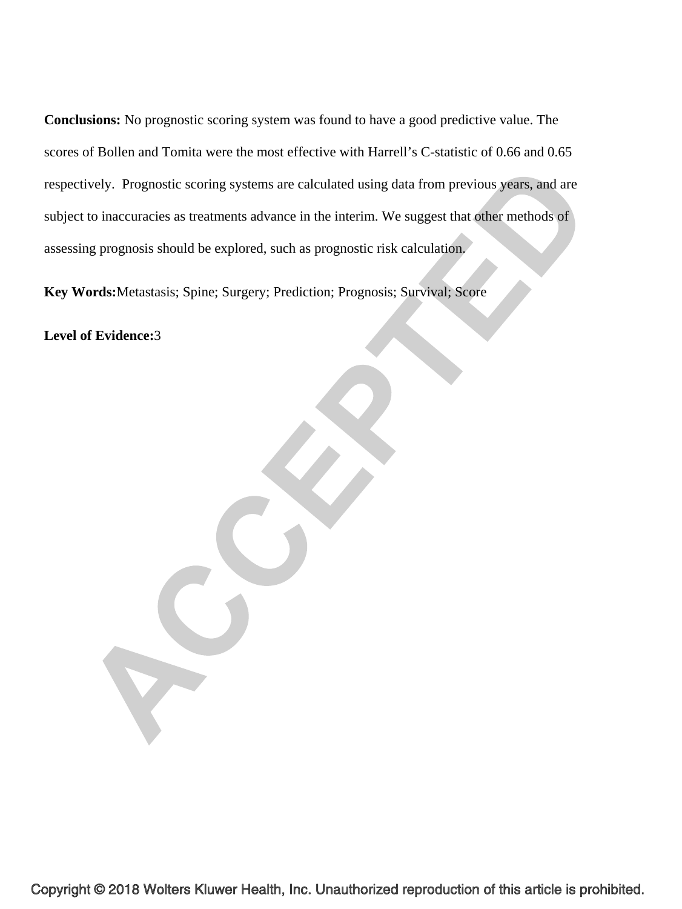**Conclusions:** No prognostic scoring system was found to have a good predictive value. The scores of Bollen and Tomita were the most effective with Harrell's C-statistic of 0.66 and 0.65 respectively. Prognostic scoring systems are calculated using data from previous years, and are subject to inaccuracies as treatments advance in the interim. We suggest that other methods of assessing prognosis should be explored, such as prognostic risk calculation.

**Key Words:** Metastasis; Spine; Surgery; Prediction; Prognosis; Survival; Score

**Level of Evidence:** 3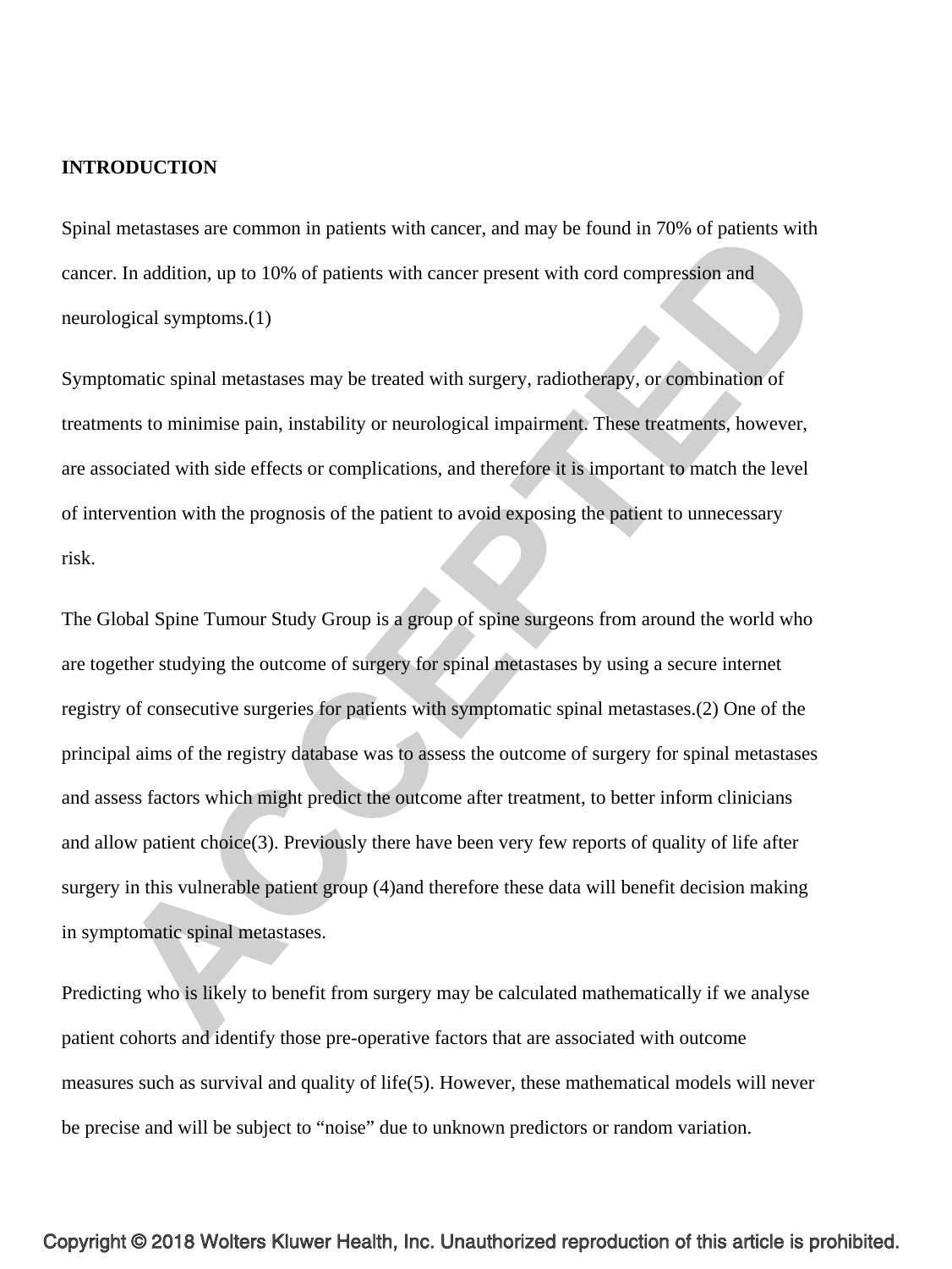## INTRODUCTION

Spinal metastases are common in patients with cancer, and may be found in 70% of patients with cancer. In addition, up to 10% of patients with cancer present with cord compression and neurological symptoms.(1)

Symptomatic spinal metastases may be treated with surgery, radiotherapy, or combination of treatments to minimise pain, instability or neurological impairment. These treatments, however, are associated with side effects or complications, and therefore it is important to match the level of intervention with the prognosis of the patient to avoid exposing the patient to unnecessary risk.

The Global Spine Tumour Study Group is a group of spine surgeons from around the world who are together studying the outcome of surgery for spinal metastases by using a secure internet registry of consecutive surgeries for patients with symptomatic spinal metastases.(2) One of the principal aims of the registry database was to assess the outcome of surgery for spinal metastases and assess factors which might predict the outcome after treatment, to better inform clinicians and allow patient choice(3). Previously there have been very few reports of quality of life after surgery in this vulnerable patient group (4)and therefore these data will benefit decision making in symptomatic spinal metastases.

Predicting who is likely to benefit from surgery may be calculated mathematically if we analyse patient cohorts and identify those pre-operative factors that are associated with outcome measures such as survival and quality of life(5). However, these mathematical models will never be precise and will be subject to "noise" due to unknown predictors or random variation.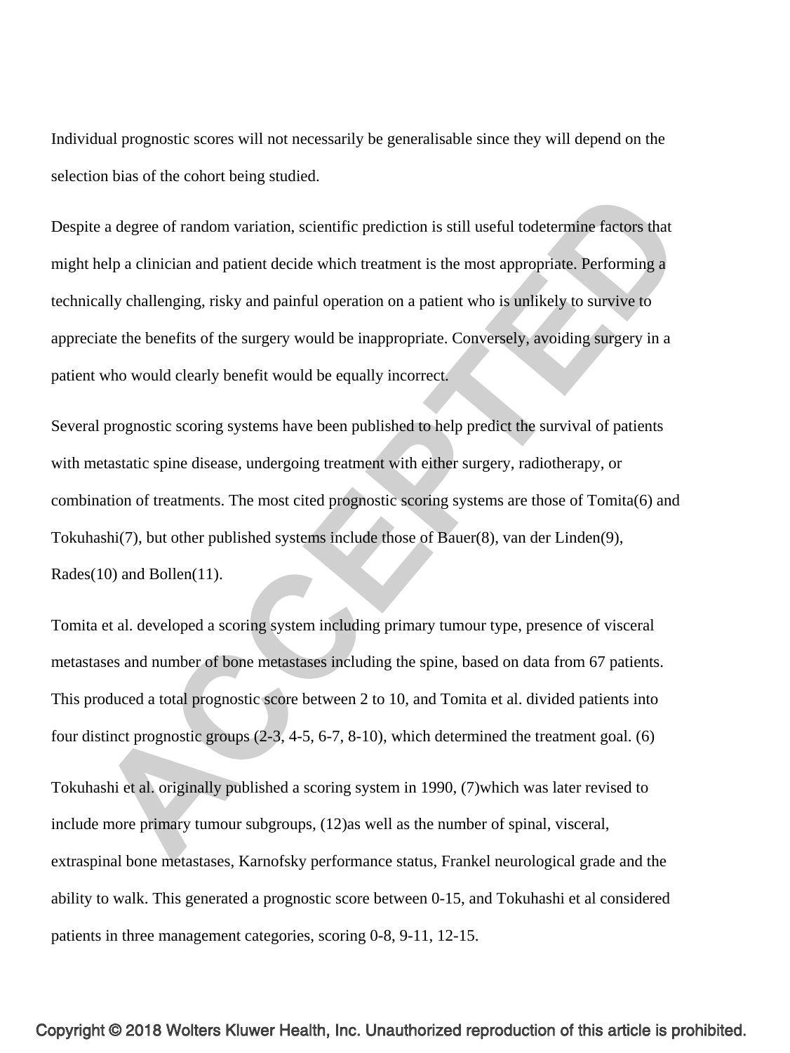Individual prognostic scores will not necessarily be generalisable since they will depend on the selection bias of the cohort being studied.

Despite a degree of random variation, scientific prediction is still useful todetermine factors that might help a clinician and patient decide which treatment is the most appropriate. Performing a technically challenging, risky and painful operation on a patient who is unlikely to survive to appreciate the benefits of the surgery would be inappropriate. Conversely, avoiding surgery in a patient who would clearly benefit would be equally incorrect.

Several prognostic scoring systems have been published to help predict the survival of patients with metastatic spine disease, undergoing treatment with either surgery, radiotherapy, or combination of treatments. The most cited prognostic scoring systems are those of Tomita(6) and Tokuhashi(7), but other published systems include those of Bauer(8), van der Linden(9), Rades(10) and Bollen(11).

Tomita et al. developed a scoring system including primary tumour type, presence of visceral metastases and number of bone metastases including the spine, based on data from 67 patients. This produced a total prognostic score between 2 to 10, and Tomita et al. divided patients into four distinct prognostic groups (2-3, 4-5, 6-7, 8-10), which determined the treatment goal. (6)

Tokuhashi et al. originally published a scoring system in 1990, (7)which was later revised to include more primary tumour subgroups, (12)as well as the number of spinal, visceral, extraspinal bone metastases, Karnofsky performance status, Frankel neurological grade and the ability to walk. This generated a prognostic score between 0-15, and Tokuhashi et al considered patients in three management categories, scoring 0-8, 9-11, 12-15.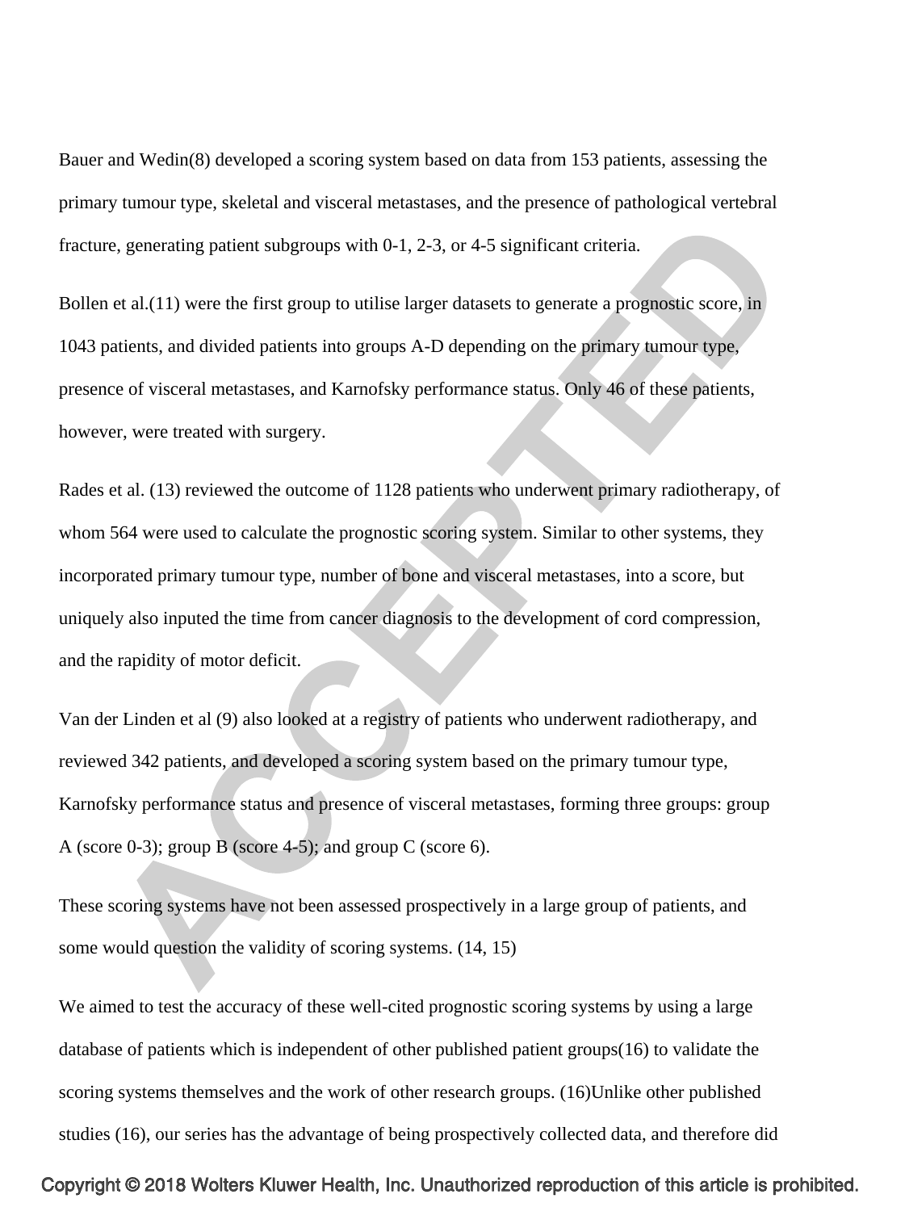Bauer and Wedin(8) developed a scoring system based on data from 153 patients, assessing the primary tumour type, skeletal and visceral metastases, and the presence of pathological vertebral fracture, generating patient subgroups with 0-1, 2-3, or 4-5 significant criteria.

Bollen et al.(11) were the first group to utilise larger datasets to generate a prognostic score, in 1043 patients, and divided patients into groups A-D depending on the primary tumour type, presence of visceral metastases, and Karnofsky performance status. Only 46 of these patients, however, were treated with surgery.

Rades et al. (13) reviewed the outcome of 1128 patients who underwent primary radiotherapy, of whom 564 were used to calculate the prognostic scoring system. Similar to other systems, they incorporated primary tumour type, number of bone and visceral metastases, into a score, but uniquely also inputed the time from cancer diagnosis to the development of cord compression, and the rapidity of motor deficit.

Van der Linden et al (9) also looked at a registry of patients who underwent radiotherapy, and reviewed 342 patients, and developed a scoring system based on the primary tumour type, Karnofsky performance status and presence of visceral metastases, forming three groups: group A (score 0-3); group B (score 4-5); and group C (score 6).

These scoring systems have not been assessed prospectively in a large group of patients, and some would question the validity of scoring systems. (14, 15)

We aimed to test the accuracy of these well-cited prognostic scoring systems by using a large database of patients which is independent of other published patient groups(16) to validate the scoring systems themselves and the work of other research groups. (16)Unlike other published studies (16), our series has the advantage of being prospectively collected data, and therefore did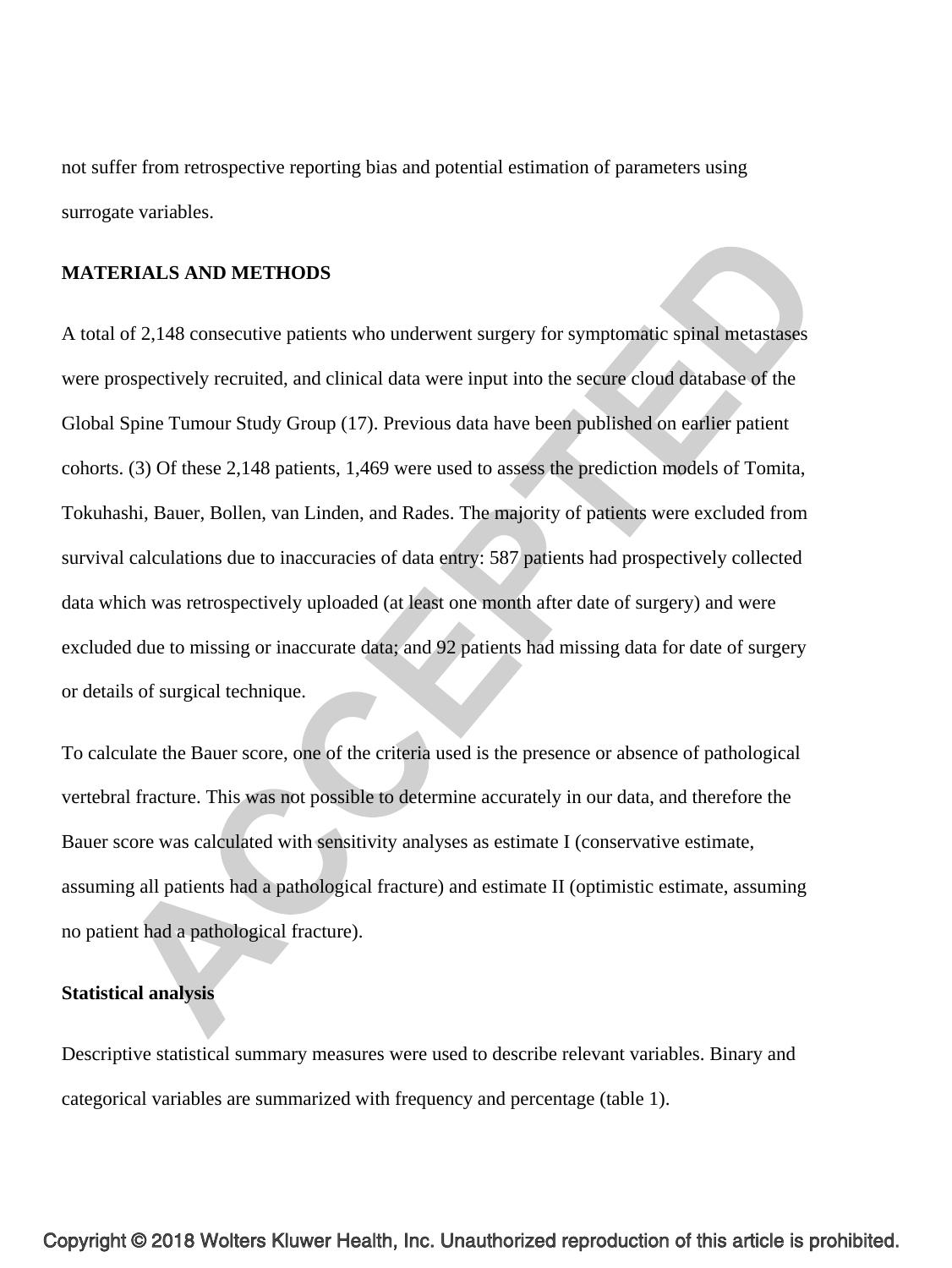not suffer from retrospective reporting bias and potential estimation of parameters using surrogate variables.

## MATERIALS AND METHODS

A total of 2,148 consecutive patients who underwent surgery for symptomatic spinal metastases were prospectively recruited, and clinical data were input into the secure cloud database of the Global Spine Tumour Study Group (17). Previous data have been published on earlier patient cohorts. (3) Of these 2,148 patients, 1,469 were used to assess the prediction models of Tomita, Tokuhashi, Bauer, Bollen, van Linden, and Rades. The majority of patients were excluded from survival calculations due to inaccuracies of data entry: 587 patients had prospectively collected data which was retrospectively uploaded (at least one month after date of surgery) and were excluded due to missing or inaccurate data; and 92 patients had missing data for date of surgery or details of surgical technique.

To calculate the Bauer score, one of the criteria used is the presence or absence of pathological vertebral fracture. This was not possible to determine accurately in our data, and therefore the Bauer score was calculated with sensitivity analyses as estimate I (conservative estimate, assuming all patients had a pathological fracture) and estimate II (optimistic estimate, assuming no patient had a pathological fracture).

### Statistical analysis

Descriptive statistical summary measures were used to describe relevant variables. Binary and categorical variables are summarized with frequency and percentage (table 1).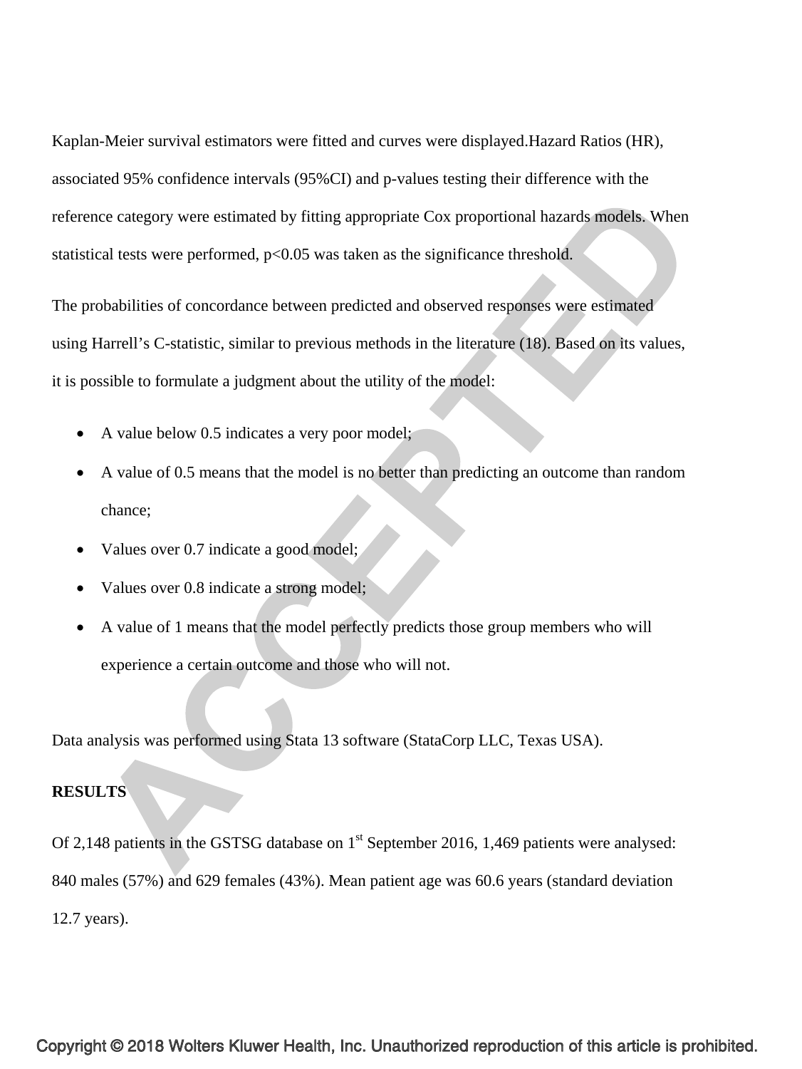Kaplan-Meier survival estimators were fitted and curves were displayed.Hazard Ratios (HR), associated 95% confidence intervals (95%CI) and p-values testing their difference with the reference category were estimated by fitting appropriate Cox proportional hazards models. When statistical tests were performed, $p<0.05$ was taken as the significance threshold.

The probabilities of concordance between predicted and observed responses were estimated using Harrell's C-statistic, similar to previous methods in the literature (18). Based on its values, it is possible to formulate a judgment about the utility of the model:

- A value below 0.5 indicates a very poor model;
- A value of 0.5 means that the model is no better than predicting an outcome than random chance;
- Values over 0.7 indicate a good model;
- Values over 0.8 indicate a strong model;
- A value of 1 means that the model perfectly predicts those group members who will experience a certain outcome and those who will not.

Data analysis was performed using Stata 13 software (StataCorp LLC, Texas USA).

## RESULTS

Of 2,148 patients in the GSTSG database on 1st September 2016, 1,469 patients were analysed: 840 males (57%) and 629 females (43%). Mean patient age was 60.6 years (standard deviation 12.7 years).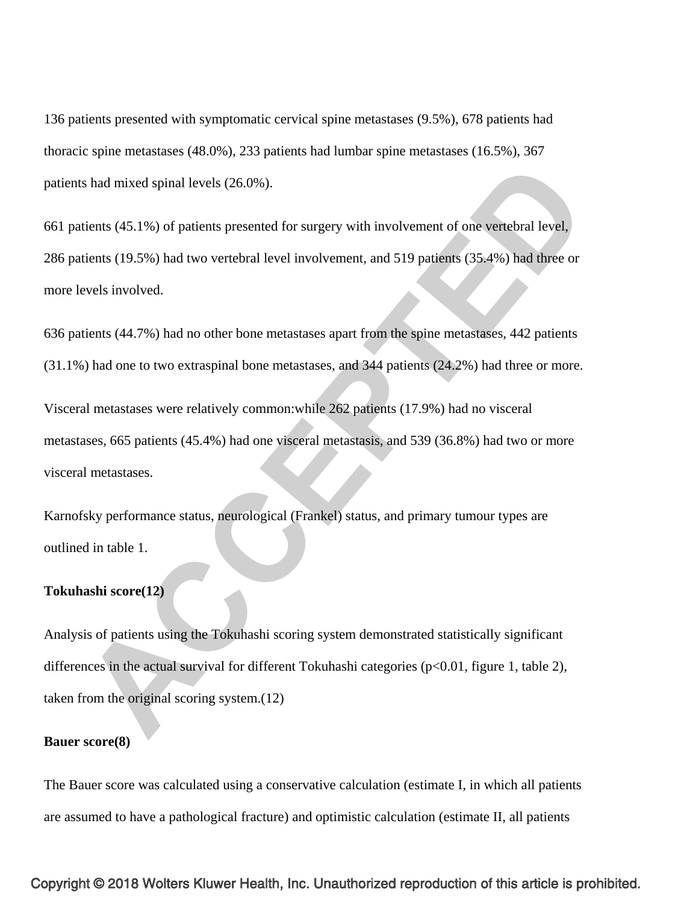136 patients presented with symptomatic cervical spine metastases (9.5%), 678 patients had thoracic spine metastases (48.0%), 233 patients had lumbar spine metastases (16.5%), 367 patients had mixed spinal levels (26.0%).

661 patients (45.1%) of patients presented for surgery with involvement of one vertebral level, 286 patients (19.5%) had two vertebral level involvement, and 519 patients (35.4%) had three or more levels involved.

636 patients (44.7%) had no other bone metastases apart from the spine metastases, 442 patients (31.1%) had one to two extraspinal bone metastases, and 344 patients (24.2%) had three or more.

Visceral metastases were relatively common:while 262 patients (17.9%) had no visceral metastases, 665 patients (45.4%) had one visceral metastasis, and 539 (36.8%) had two or more visceral metastases.

Karnofsky performance status, neurological (Frankel) status, and primary tumour types are outlined in table 1.

**Tokuhashi score(12)**

Analysis of patients using the Tokuhashi scoring system demonstrated statistically significant differences in the actual survival for different Tokuhashi categories ($p<0.01$, figure 1, table 2), taken from the original scoring system.(12)

**Bauer score(8)**

The Bauer score was calculated using a conservative calculation (estimate I, in which all patients are assumed to have a pathological fracture) and optimistic calculation (estimate II, all patients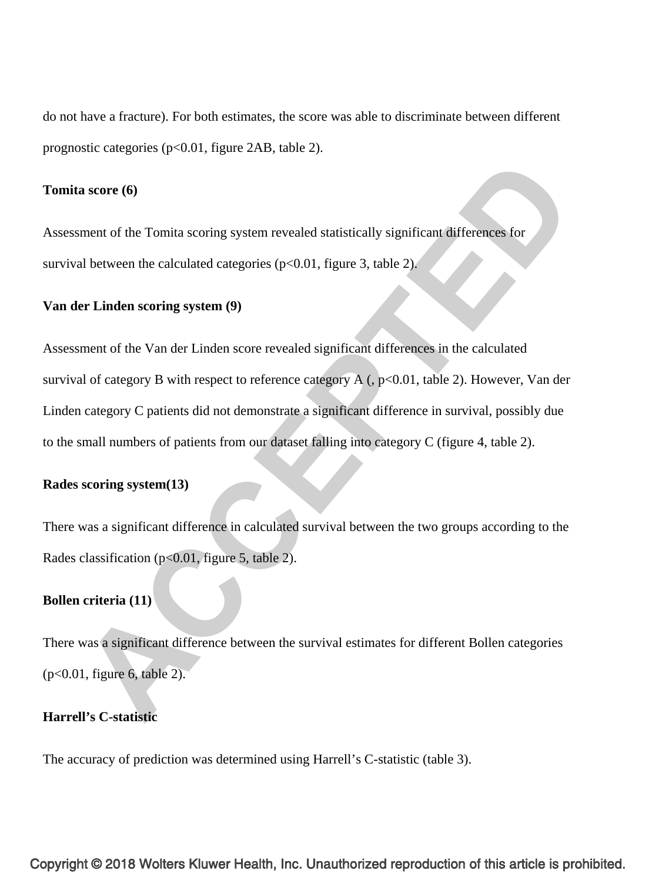do not have a fracture). For both estimates, the score was able to discriminate between different prognostic categories ($p<0.01$, figure 2AB, table 2).

**Tomita score (6)**

Assessment of the Tomita scoring system revealed statistically significant differences for survival between the calculated categories ($p<0.01$, figure 3, table 2).

**Van der Linden scoring system (9)**

Assessment of the Van der Linden score revealed significant differences in the calculated survival of category B with respect to reference category A (, $p<0.01$, table 2). However, Van der Linden category C patients did not demonstrate a significant difference in survival, possibly due to the small numbers of patients from our dataset falling into category C (figure 4, table 2).

**Rades scoring system(13)**

There was a significant difference in calculated survival between the two groups according to the Rades classification ($p<0.01$, figure 5, table 2).

**Bollen criteria (11)**

There was a significant difference between the survival estimates for different Bollen categories ($p<0.01$, figure 6, table 2).

**Harrell's C-statistic**

The accuracy of prediction was determined using Harrell's C-statistic (table 3).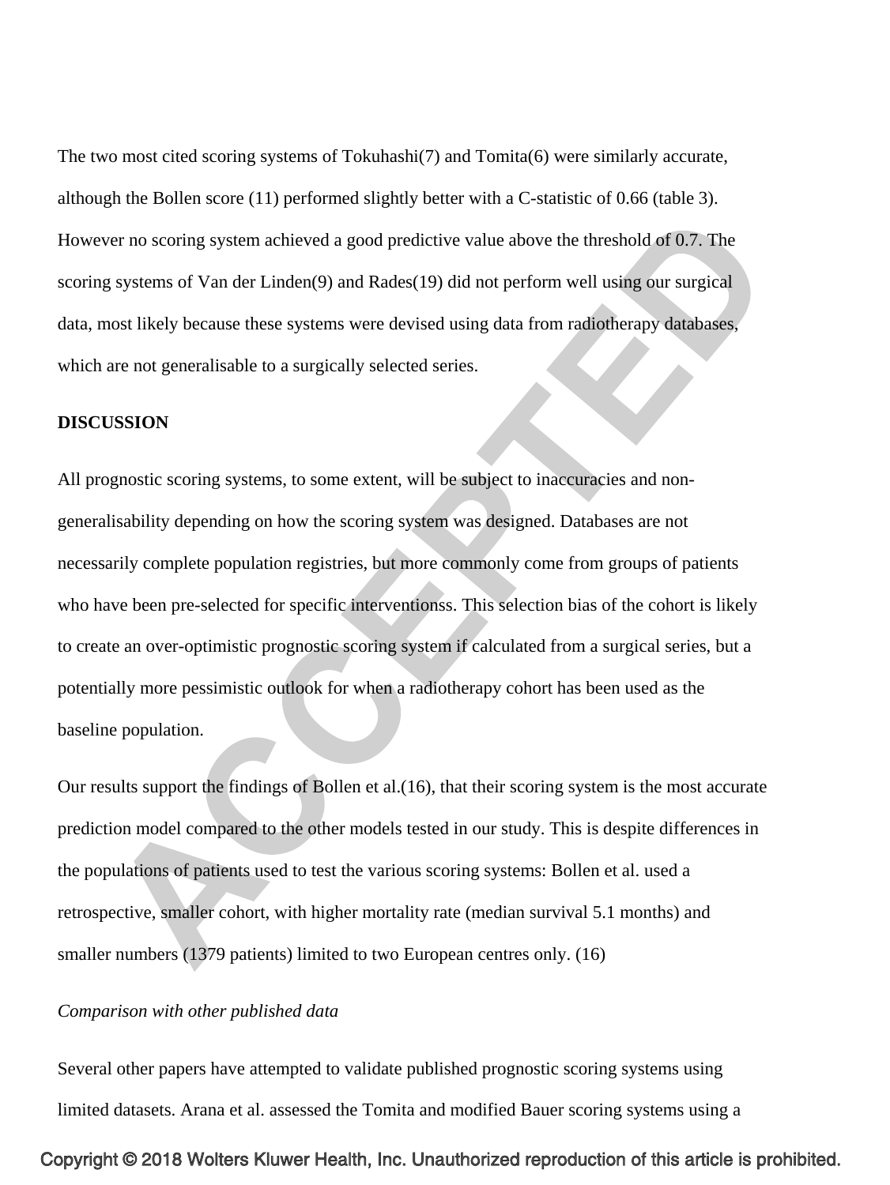The two most cited scoring systems of Tokuhashi(7) and Tomita(6) were similarly accurate, although the Bollen score (11) performed slightly better with a C-statistic of 0.66 (table 3). However no scoring system achieved a good predictive value above the threshold of 0.7. The scoring systems of Van der Linden(9) and Rades(19) did not perform well using our surgical data, most likely because these systems were devised using data from radiotherapy databases, which are not generalisable to a surgically selected series.

**DISCUSSION**

All prognostic scoring systems, to some extent, will be subject to inaccuracies and non-generalisability depending on how the scoring system was designed. Databases are not necessarily complete population registries, but more commonly come from groups of patients who have been pre-selected for specific interventionss. This selection bias of the cohort is likely to create an over-optimistic prognostic scoring system if calculated from a surgical series, but a potentially more pessimistic outlook for when a radiotherapy cohort has been used as the baseline population.

Our results support the findings of Bollen et al.(16), that their scoring system is the most accurate prediction model compared to the other models tested in our study. This is despite differences in the populations of patients used to test the various scoring systems: Bollen et al. used a retrospective, smaller cohort, with higher mortality rate (median survival 5.1 months) and smaller numbers (1379 patients) limited to two European centres only. (16)

*Comparison with other published data*

Several other papers have attempted to validate published prognostic scoring systems using limited datasets. Arana et al. assessed the Tomita and modified Bauer scoring systems using a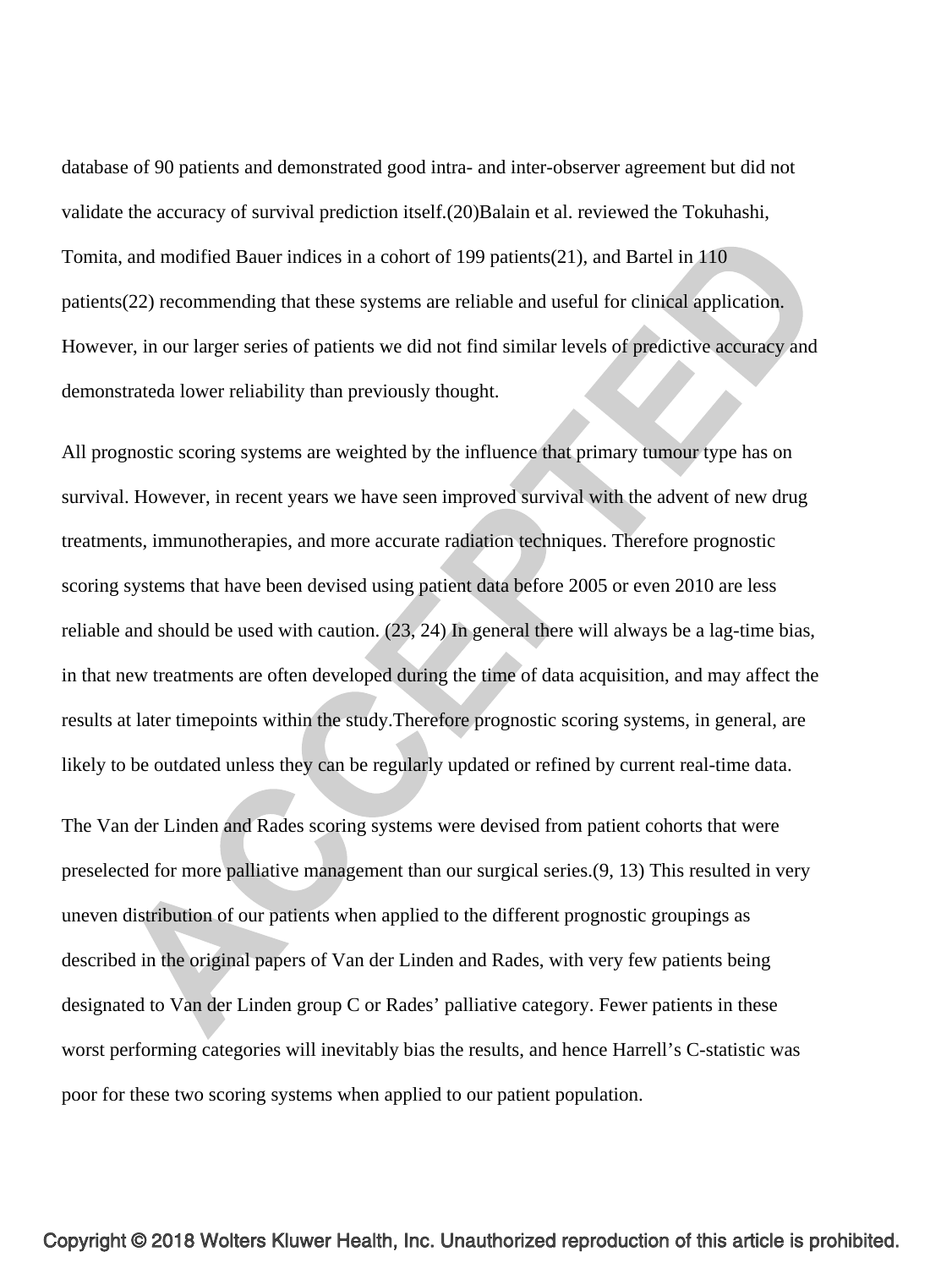database of 90 patients and demonstrated good intra- and inter-observer agreement but did not validate the accuracy of survival prediction itself.(20)Balain et al. reviewed the Tokuhashi, Tomita, and modified Bauer indices in a cohort of 199 patients(21), and Bartel in 110 patients(22) recommending that these systems are reliable and useful for clinical application. However, in our larger series of patients we did not find similar levels of predictive accuracy and demonstrateda lower reliability than previously thought.

All prognostic scoring systems are weighted by the influence that primary tumour type has on survival. However, in recent years we have seen improved survival with the advent of new drug treatments, immunotherapies, and more accurate radiation techniques. Therefore prognostic scoring systems that have been devised using patient data before 2005 or even 2010 are less reliable and should be used with caution. (23, 24) In general there will always be a lag-time bias, in that new treatments are often developed during the time of data acquisition, and may affect the results at later timepoints within the study.Therefore prognostic scoring systems, in general, are likely to be outdated unless they can be regularly updated or refined by current real-time data.

The Van der Linden and Rades scoring systems were devised from patient cohorts that were preselected for more palliative management than our surgical series.(9, 13) This resulted in very uneven distribution of our patients when applied to the different prognostic groupings as described in the original papers of Van der Linden and Rades, with very few patients being designated to Van der Linden group C or Rades' palliative category. Fewer patients in these worst performing categories will inevitably bias the results, and hence Harrell's C-statistic was poor for these two scoring systems when applied to our patient population.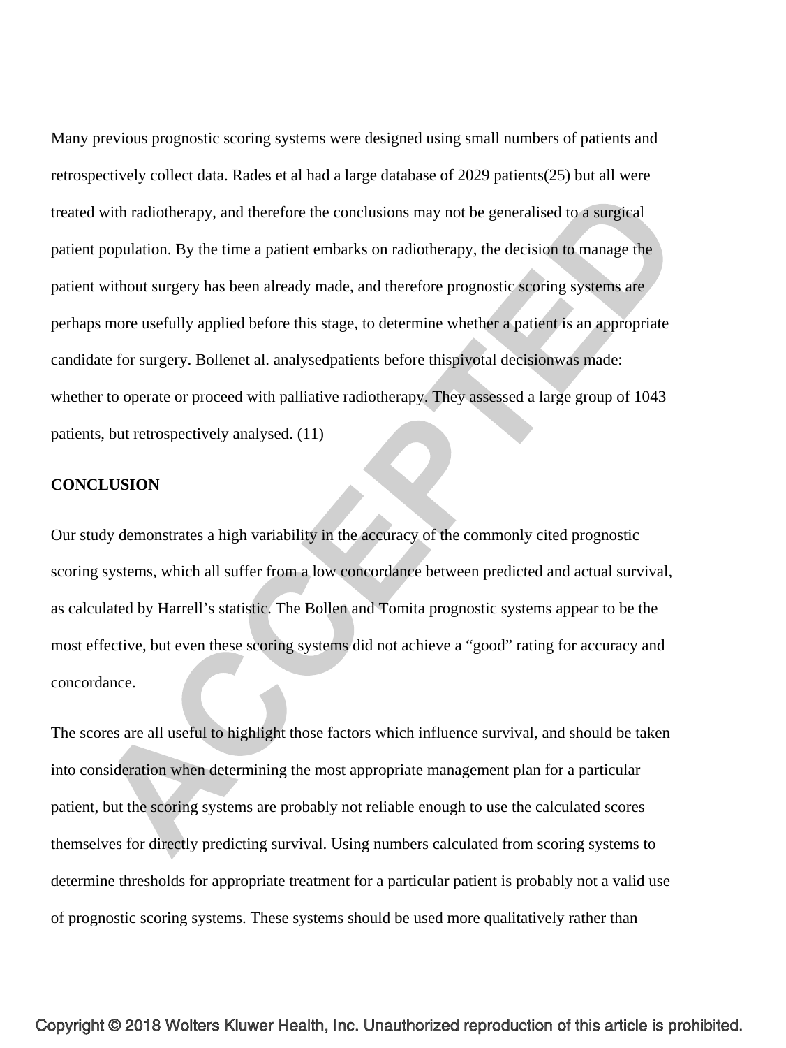Many previous prognostic scoring systems were designed using small numbers of patients and retrospectively collect data. Rades et al had a large database of 2029 patients(25) but all were treated with radiotherapy, and therefore the conclusions may not be generalised to a surgical patient population. By the time a patient embarks on radiotherapy, the decision to manage the patient without surgery has been already made, and therefore prognostic scoring systems are perhaps more usefully applied before this stage, to determine whether a patient is an appropriate candidate for surgery. Bollenet al. analysedpatients before thispivotal decisionwas made: whether to operate or proceed with palliative radiotherapy. They assessed a large group of 1043 patients, but retrospectively analysed. (11)

## CONCLUSION

Our study demonstrates a high variability in the accuracy of the commonly cited prognostic scoring systems, which all suffer from a low concordance between predicted and actual survival, as calculated by Harrell's statistic. The Bollen and Tomita prognostic systems appear to be the most effective, but even these scoring systems did not achieve a "good" rating for accuracy and concordance.

The scores are all useful to highlight those factors which influence survival, and should be taken into consideration when determining the most appropriate management plan for a particular patient, but the scoring systems are probably not reliable enough to use the calculated scores themselves for directly predicting survival. Using numbers calculated from scoring systems to determine thresholds for appropriate treatment for a particular patient is probably not a valid use of prognostic scoring systems. These systems should be used more qualitatively rather than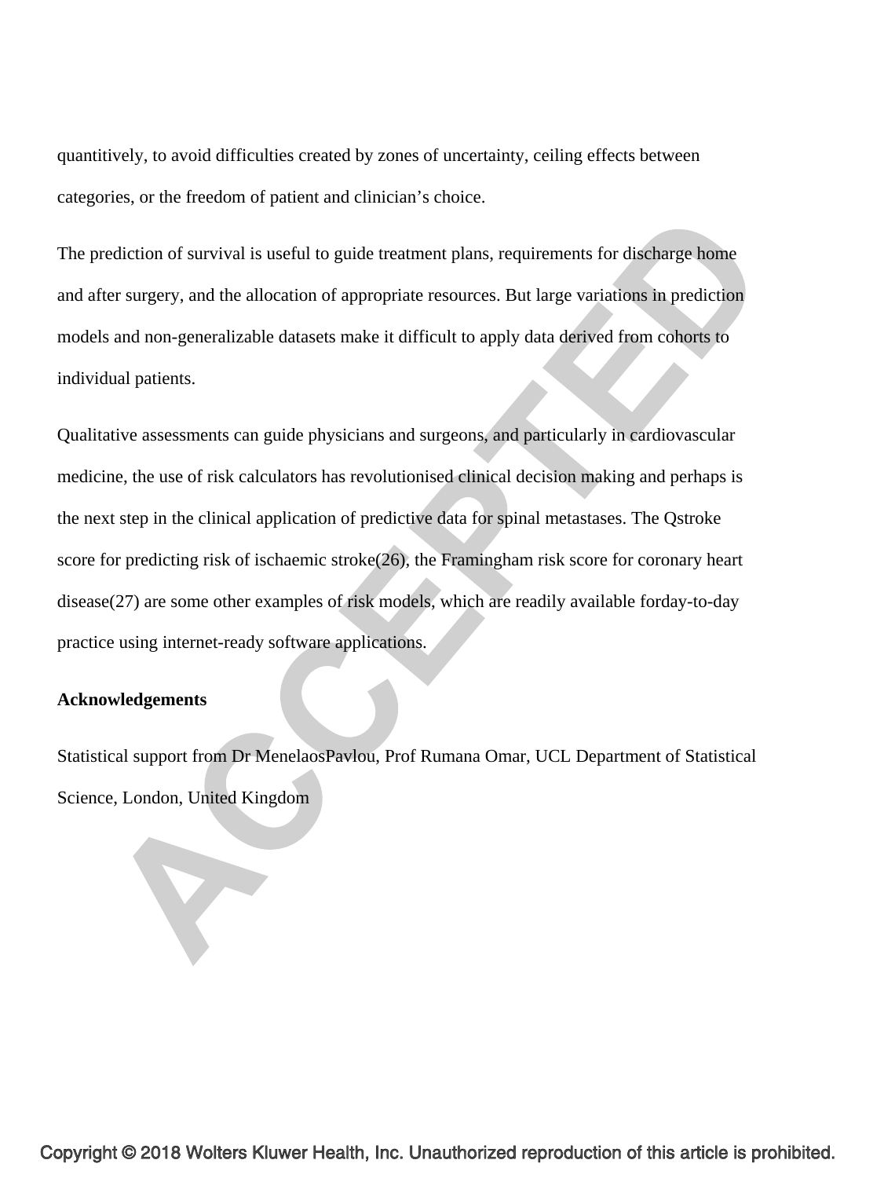quantitively, to avoid difficulties created by zones of uncertainty, ceiling effects between categories, or the freedom of patient and clinician's choice.

The prediction of survival is useful to guide treatment plans, requirements for discharge home and after surgery, and the allocation of appropriate resources. But large variations in prediction models and non-generalizable datasets make it difficult to apply data derived from cohorts to individual patients.

Qualitative assessments can guide physicians and surgeons, and particularly in cardiovascular medicine, the use of risk calculators has revolutionised clinical decision making and perhaps is the next step in the clinical application of predictive data for spinal metastases. The Qstroke score for predicting risk of ischaemic stroke(26), the Framingham risk score for coronary heart disease(27) are some other examples of risk models, which are readily available forday-to-day practice using internet-ready software applications.

**Acknowledgements**

Statistical support from Dr MenelaosPavlou, Prof Rumana Omar, UCL Department of Statistical Science, London, United Kingdom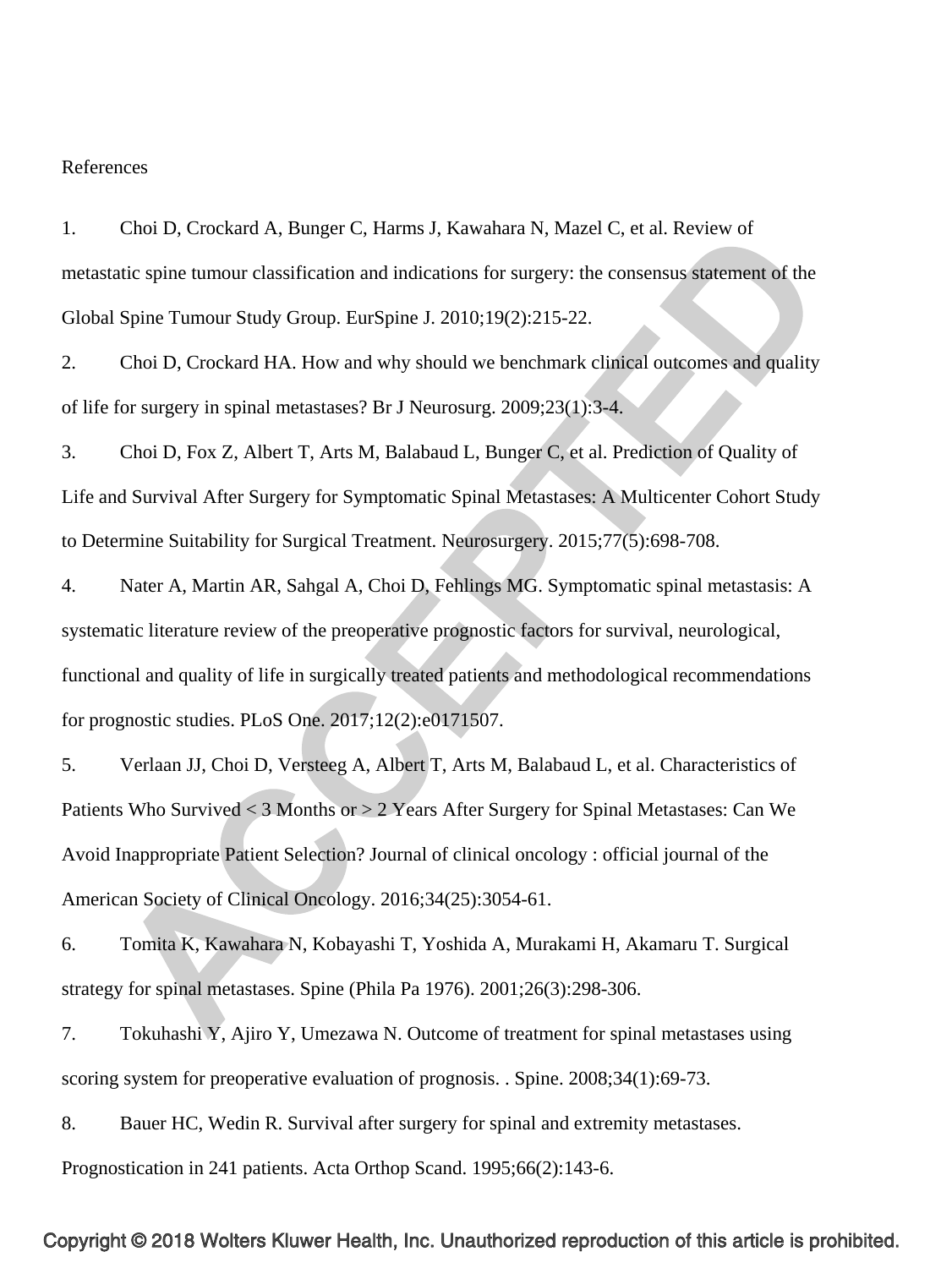References

1. Choi D, Crockard A, Bunger C, Harms J, Kawahara N, Mazel C, et al. Review of metastatic spine tumour classification and indications for surgery: the consensus statement of the Global Spine Tumour Study Group. EurSpine J. 2010;19(2):215-22.

2. Choi D, Crockard HA. How and why should we benchmark clinical outcomes and quality of life for surgery in spinal metastases? Br J Neurosurg. 2009;23(1):3-4.

3. Choi D, Fox Z, Albert T, Arts M, Balabaud L, Bunger C, et al. Prediction of Quality of Life and Survival After Surgery for Symptomatic Spinal Metastases: A Multicenter Cohort Study to Determine Suitability for Surgical Treatment. Neurosurgery. 2015;77(5):698-708.

4. Nater A, Martin AR, Sahgal A, Choi D, Fehlings MG. Symptomatic spinal metastasis: A systematic literature review of the preoperative prognostic factors for survival, neurological, functional and quality of life in surgically treated patients and methodological recommendations for prognostic studies. PLoS One. 2017;12(2):e0171507.

5. Verlaan JJ, Choi D, Versteeg A, Albert T, Arts M, Balabaud L, et al. Characteristics of Patients Who Survived < 3 Months or > 2 Years After Surgery for Spinal Metastases: Can We Avoid Inappropriate Patient Selection? Journal of clinical oncology : official journal of the American Society of Clinical Oncology. 2016;34(25):3054-61.

6. Tomita K, Kawahara N, Kobayashi T, Yoshida A, Murakami H, Akamaru T. Surgical strategy for spinal metastases. Spine (Phila Pa 1976). 2001;26(3):298-306.

7. Tokuhashi Y, Ajiro Y, Umezawa N. Outcome of treatment for spinal metastases using scoring system for preoperative evaluation of prognosis. . Spine. 2008;34(1):69-73.

8. Bauer HC, Wedin R. Survival after surgery for spinal and extremity metastases. Prognostication in 241 patients. Acta Orthop Scand. 1995;66(2):143-6.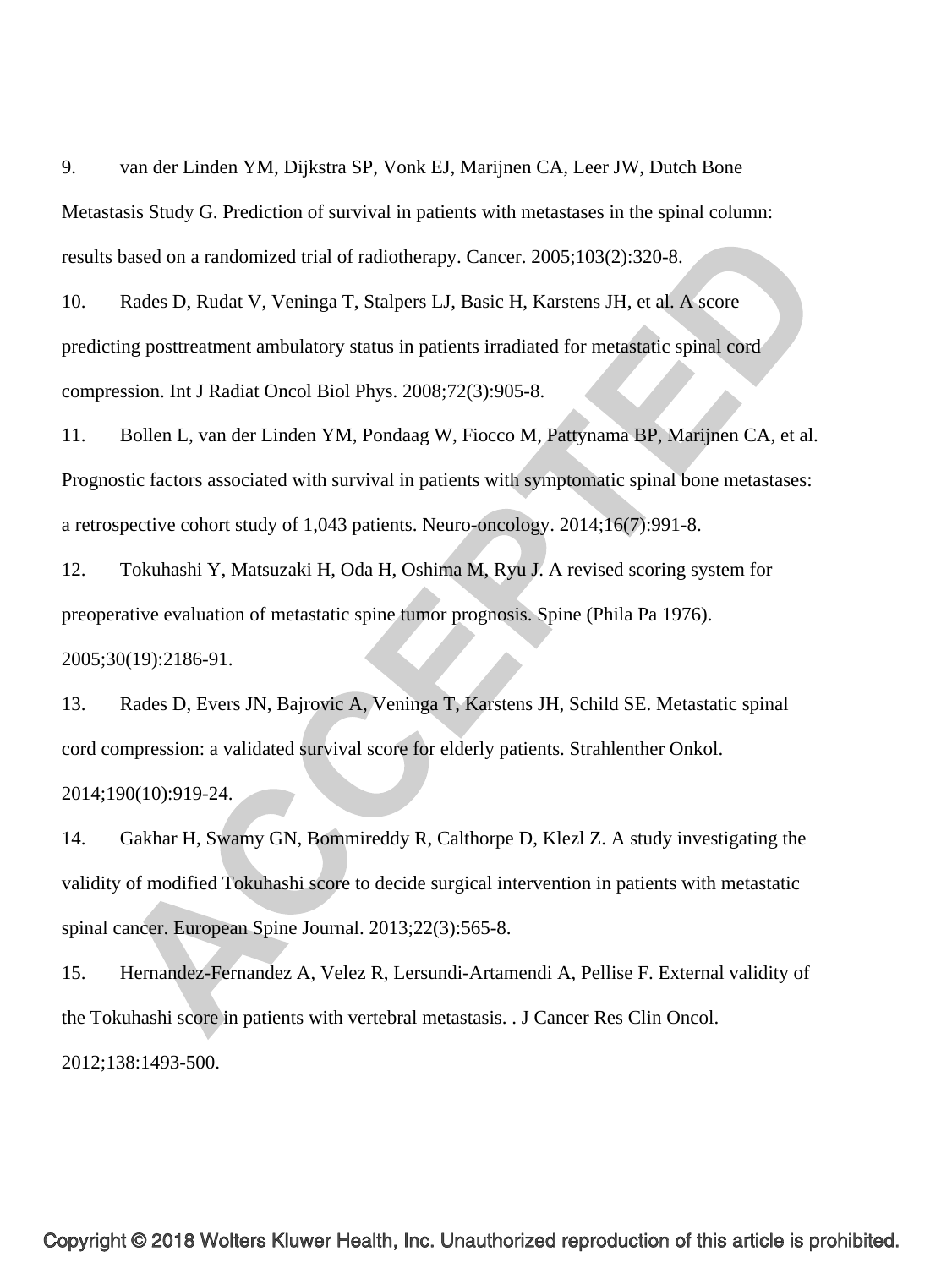9. van der Linden YM, Dijkstra SP, Vonk EJ, Marijnen CA, Leer JW, Dutch Bone Metastasis Study G. Prediction of survival in patients with metastases in the spinal column: results based on a randomized trial of radiotherapy. Cancer. 2005;103(2):320-8.

10. Rades D, Rudat V, Veninga T, Stalpers LJ, Basic H, Karstens JH, et al. A score predicting posttreatment ambulatory status in patients irradiated for metastatic spinal cord compression. Int J Radiat Oncol Biol Phys. 2008;72(3):905-8.

11. Bollen L, van der Linden YM, Pondaag W, Fiocco M, Pattynama BP, Marijnen CA, et al. Prognostic factors associated with survival in patients with symptomatic spinal bone metastases: a retrospective cohort study of 1,043 patients. Neuro-oncology. 2014;16(7):991-8.

12. Tokuhashi Y, Matsuzaki H, Oda H, Oshima M, Ryu J. A revised scoring system for preoperative evaluation of metastatic spine tumor prognosis. Spine (Phila Pa 1976). 2005;30(19):2186-91.

13. Rades D, Evers JN, Bajrovic A, Veninga T, Karstens JH, Schild SE. Metastatic spinal cord compression: a validated survival score for elderly patients. Strahlenther Onkol. 2014;190(10):919-24.

14. Gakhar H, Swamy GN, Bommireddy R, Calthorpe D, Klezl Z. A study investigating the validity of modified Tokuhashi score to decide surgical intervention in patients with metastatic spinal cancer. European Spine Journal. 2013;22(3):565-8.

15. Hernandez-Fernandez A, Velez R, Lersundi-Artamendi A, Pellise F. External validity of the Tokuhashi score in patients with vertebral metastasis. . J Cancer Res Clin Oncol. 2012;138:1493-500.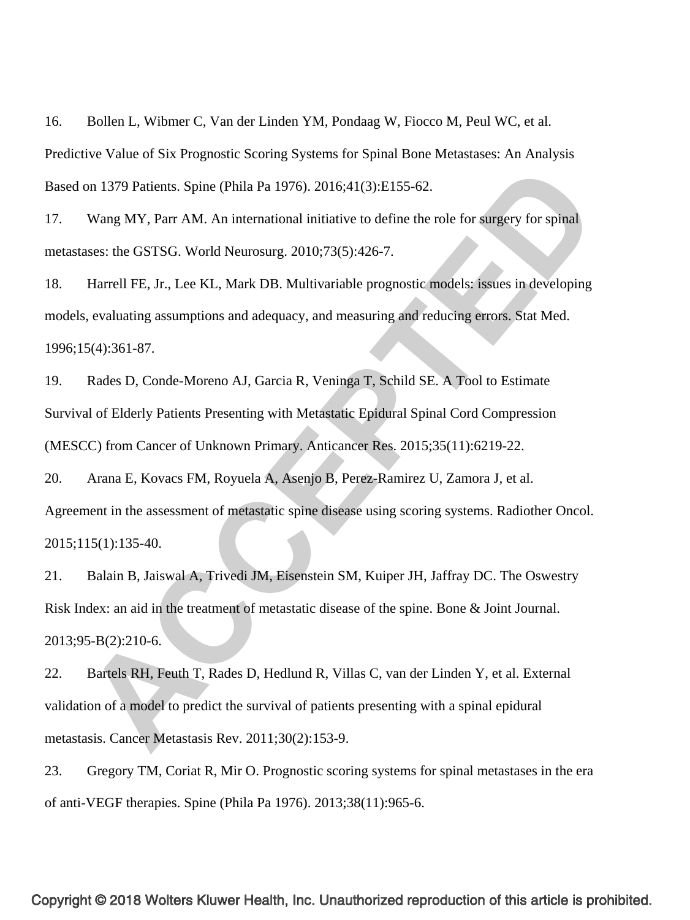16. Bollen L, Wibmer C, Van der Linden YM, Pondaag W, Fiocco M, Peul WC, et al. Predictive Value of Six Prognostic Scoring Systems for Spinal Bone Metastases: An Analysis Based on 1379 Patients. Spine (Phila Pa 1976). 2016;41(3):E155-62.

17. Wang MY, Parr AM. An international initiative to define the role for surgery for spinal metastases: the GSTSG. World Neurosurg. 2010;73(5):426-7.

18. Harrell FE, Jr., Lee KL, Mark DB. Multivariable prognostic models: issues in developing models, evaluating assumptions and adequacy, and measuring and reducing errors. Stat Med. 1996;15(4):361-87.

19. Rades D, Conde-Moreno AJ, Garcia R, Veninga T, Schild SE. A Tool to Estimate Survival of Elderly Patients Presenting with Metastatic Epidural Spinal Cord Compression (MESCC) from Cancer of Unknown Primary. Anticancer Res. 2015;35(11):6219-22.

20. Arana E, Kovacs FM, Royuela A, Asenjo B, Perez-Ramirez U, Zamora J, et al. Agreement in the assessment of metastatic spine disease using scoring systems. Radiother Oncol. 2015;115(1):135-40.

21. Balain B, Jaiswal A, Trivedi JM, Eisenstein SM, Kuiper JH, Jaffray DC. The Oswestry Risk Index: an aid in the treatment of metastatic disease of the spine. Bone & Joint Journal. 2013;95-B(2):210-6.

22. Bartels RH, Feuth T, Rades D, Hedlund R, Villas C, van der Linden Y, et al. External validation of a model to predict the survival of patients presenting with a spinal epidural metastasis. Cancer Metastasis Rev. 2011;30(2):153-9.

23. Gregory TM, Coriat R, Mir O. Prognostic scoring systems for spinal metastases in the era of anti-VEGF therapies. Spine (Phila Pa 1976). 2013;38(11):965-6.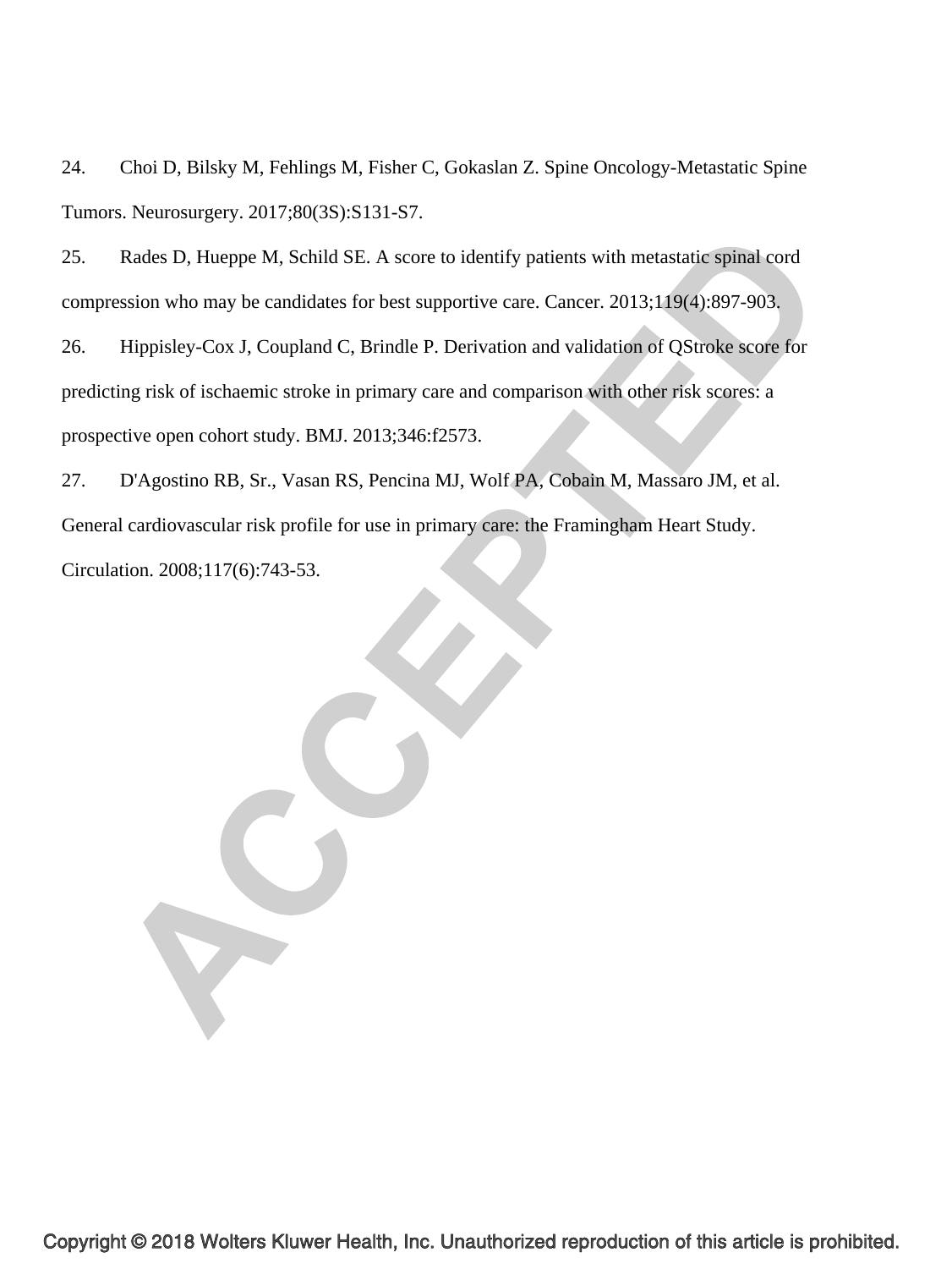24. Choi D, Bilsky M, Fehlings M, Fisher C, Gokaslan Z. Spine Oncology-Metastatic Spine Tumors. Neurosurgery. 2017;80(3S):S131-S7.

25. Rades D, Hueppe M, Schild SE. A score to identify patients with metastatic spinal cord compression who may be candidates for best supportive care. Cancer. 2013;119(4):897-903.

26. Hippisley-Cox J, Coupland C, Brindle P. Derivation and validation of QStroke score for predicting risk of ischaemic stroke in primary care and comparison with other risk scores: a prospective open cohort study. BMJ. 2013;346:f2573.

27. D'Agostino RB, Sr., Vasan RS, Pencina MJ, Wolf PA, Cobain M, Massaro JM, et al. General cardiovascular risk profile for use in primary care: the Framingham Heart Study. Circulation. 2008;117(6):743-53.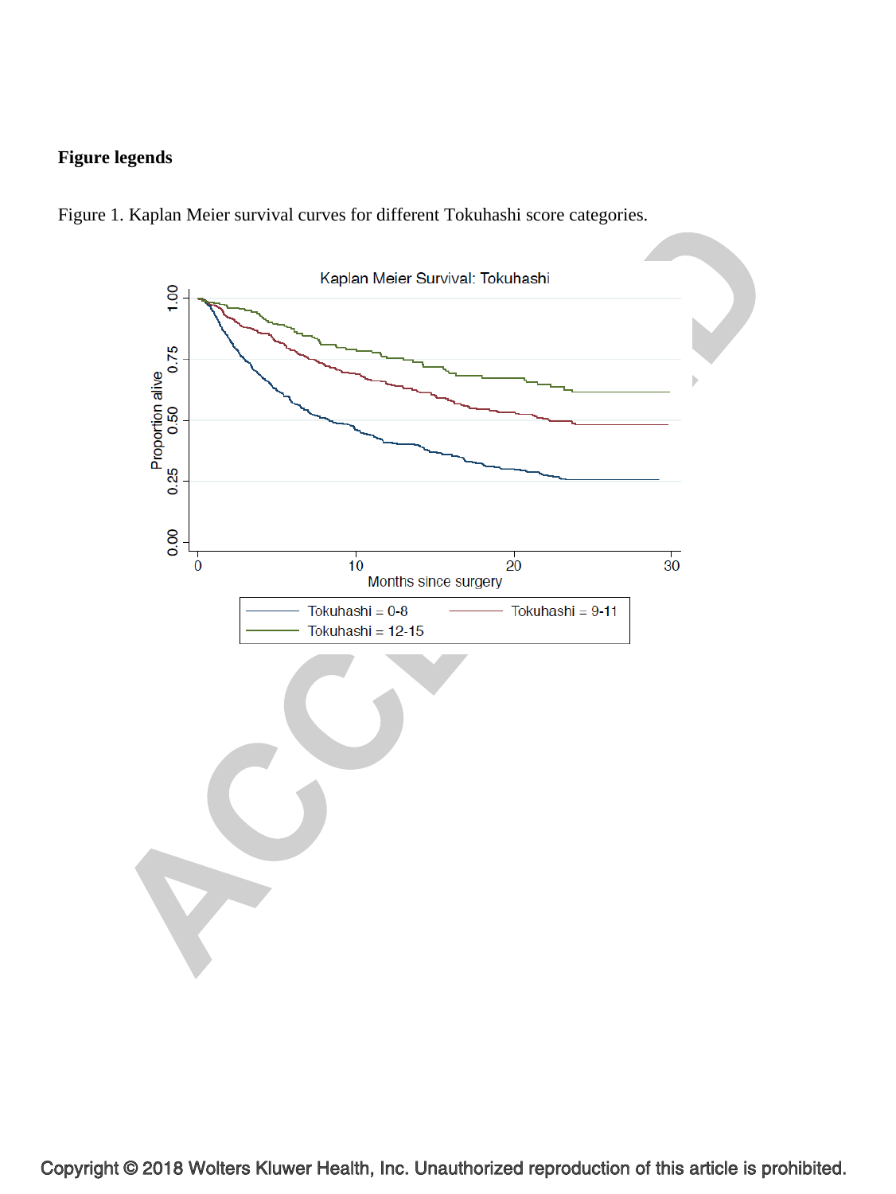**Figure legends**

Figure 1. Kaplan Meier survival curves for different Tokuhashi score categories.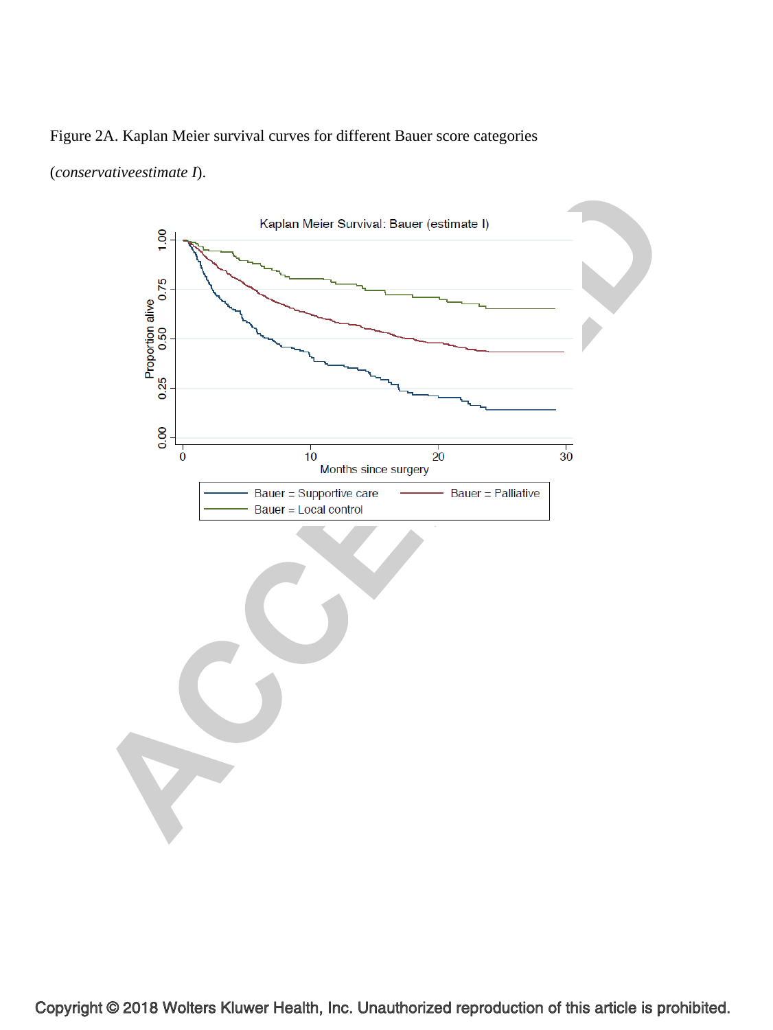Figure 2A. Kaplan Meier survival curves for different Bauer score categories (*conservativeestimate I*).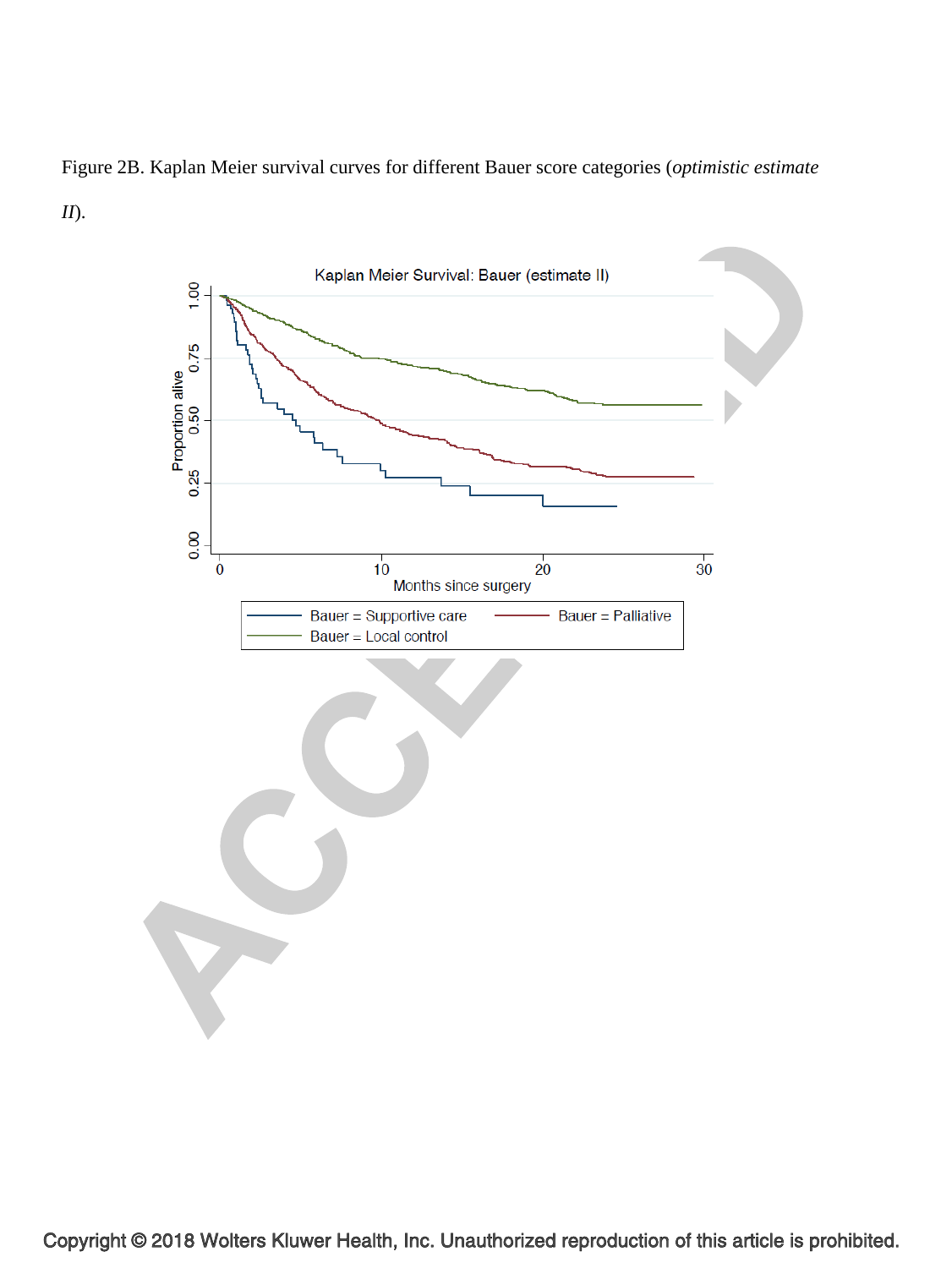Figure 2B. Kaplan Meier survival curves for different Bauer score categories (*optimistic estimate II*).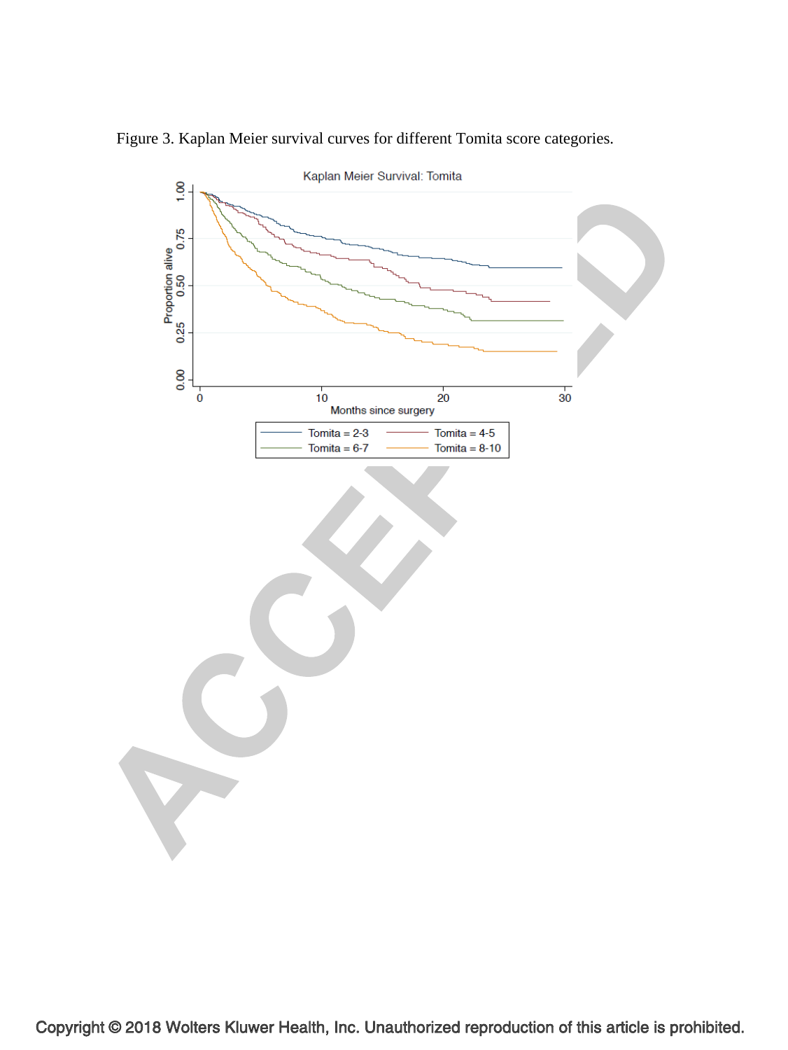Figure 3. Kaplan Meier survival curves for different Tomita score categories.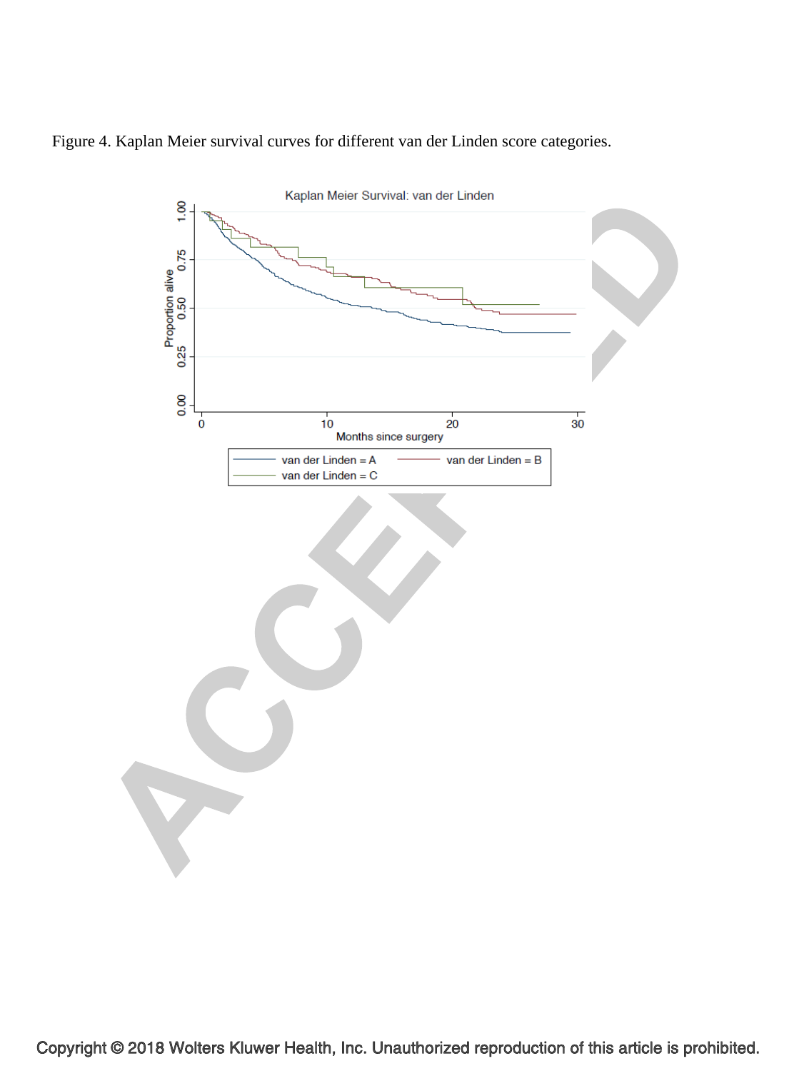Figure 4. Kaplan Meier survival curves for different van der Linden score categories.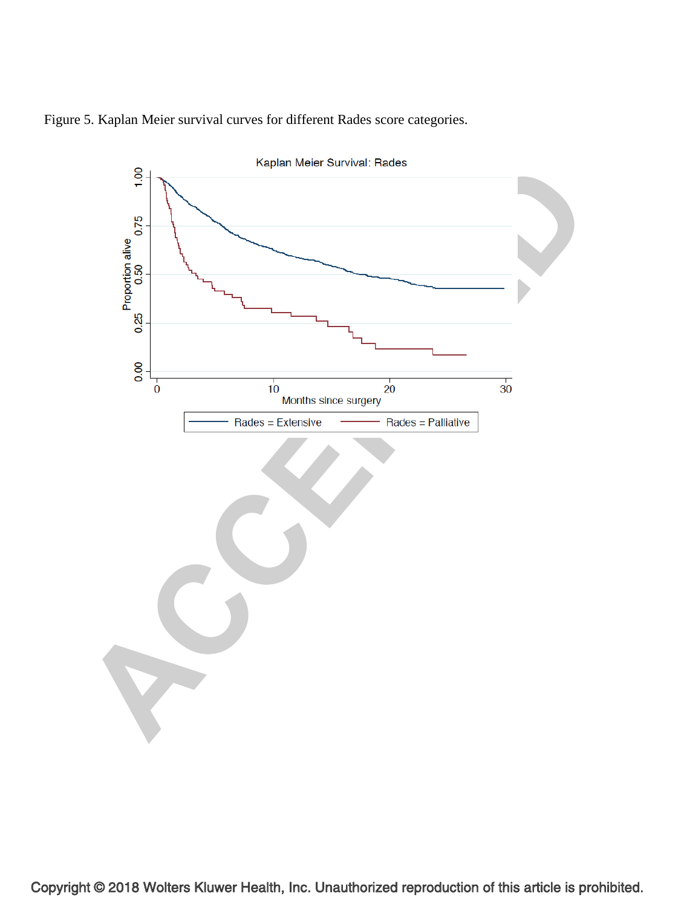Figure 5. Kaplan Meier survival curves for different Rades score categories.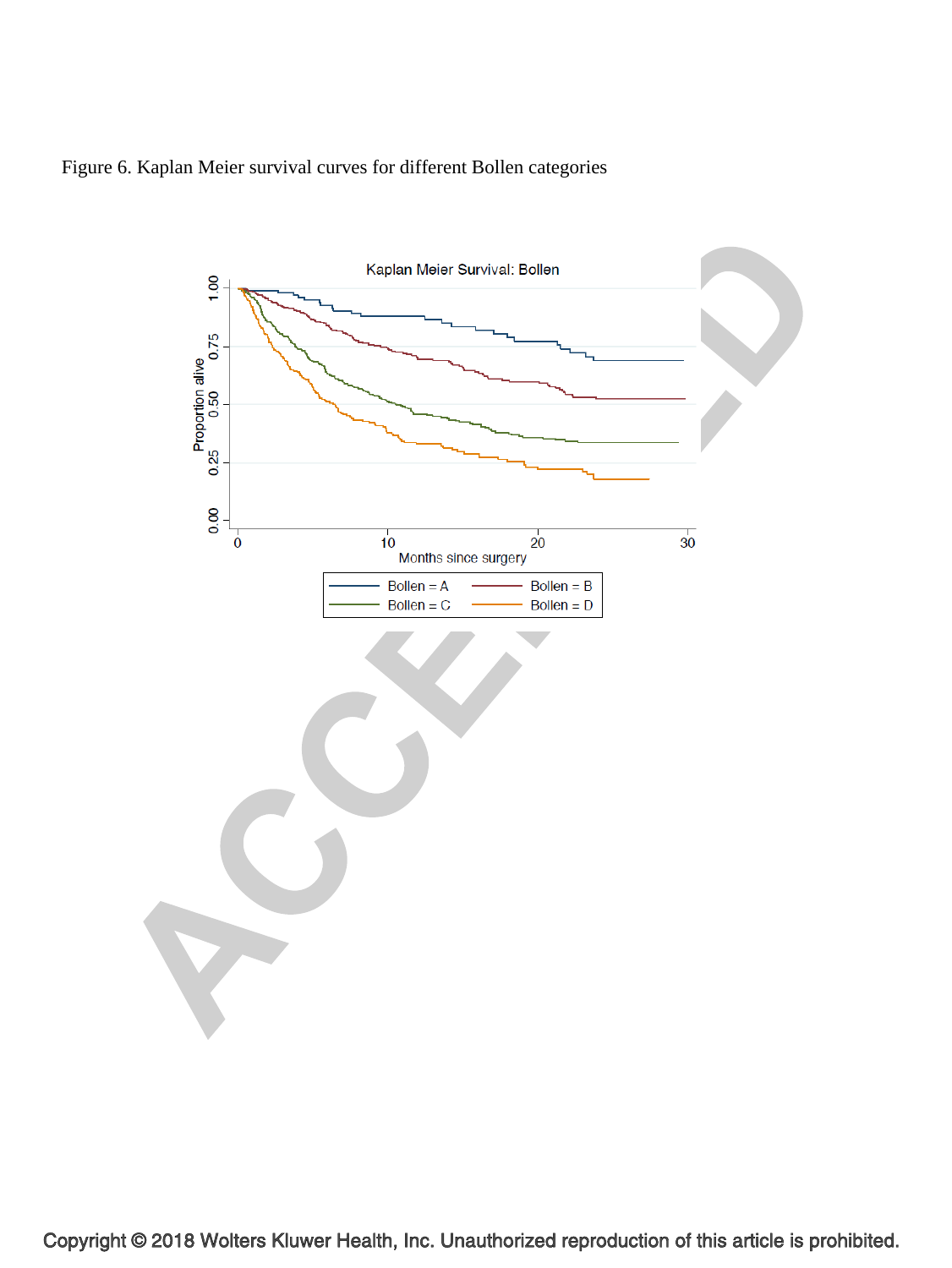Figure 6. Kaplan Meier survival curves for different Bollen categories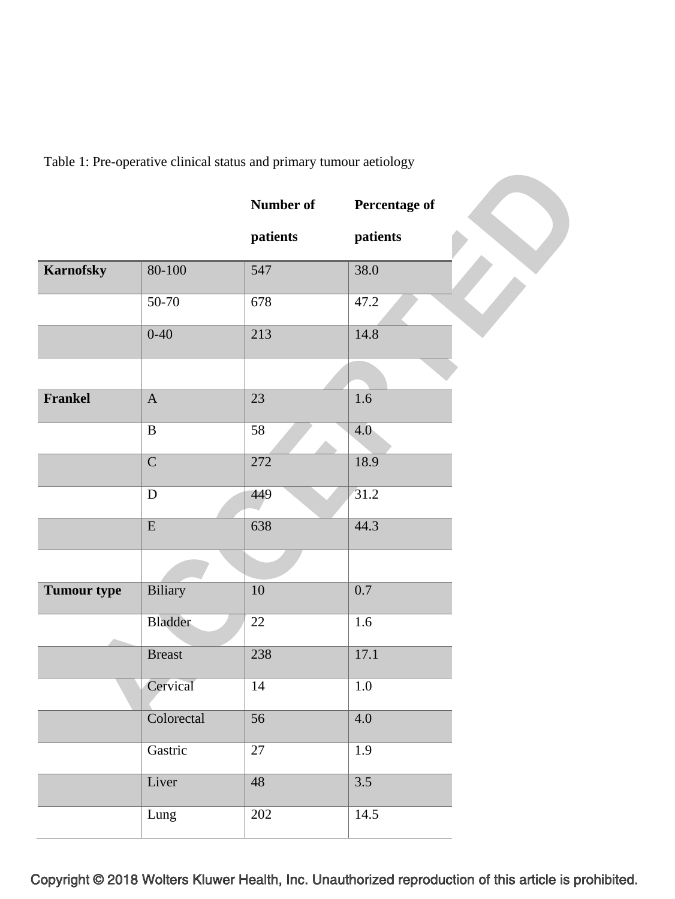Table 1: Pre-operative clinical status and primary tumour aetiology

| | | Number of patients | Percentage of patients |
|---|---|---|---|
| **Karnofsky** | 80-100 | 547 | 38.0 |
| | 50-70 | 678 | 47.2 |
| | 0-40 | 213 | 14.8 |
| | | | |
| **Frankel** | A | 23 | 1.6 |
| | B | 58 | 4.0 |
| | C | 272 | 18.9 |
| | D | 449 | 31.2 |
| | E | 638 | 44.3 |
| | | | |
| **Tumour type** | Biliary | 10 | 0.7 |
| | Bladder | 22 | 1.6 |
| | Breast | 238 | 17.1 |
| | Cervical | 14 | 1.0 |
| | Colorectal | 56 | 4.0 |
| | Gastric | 27 | 1.9 |
| | Liver | 48 | 3.5 |
| | Lung | 202 | 14.5 |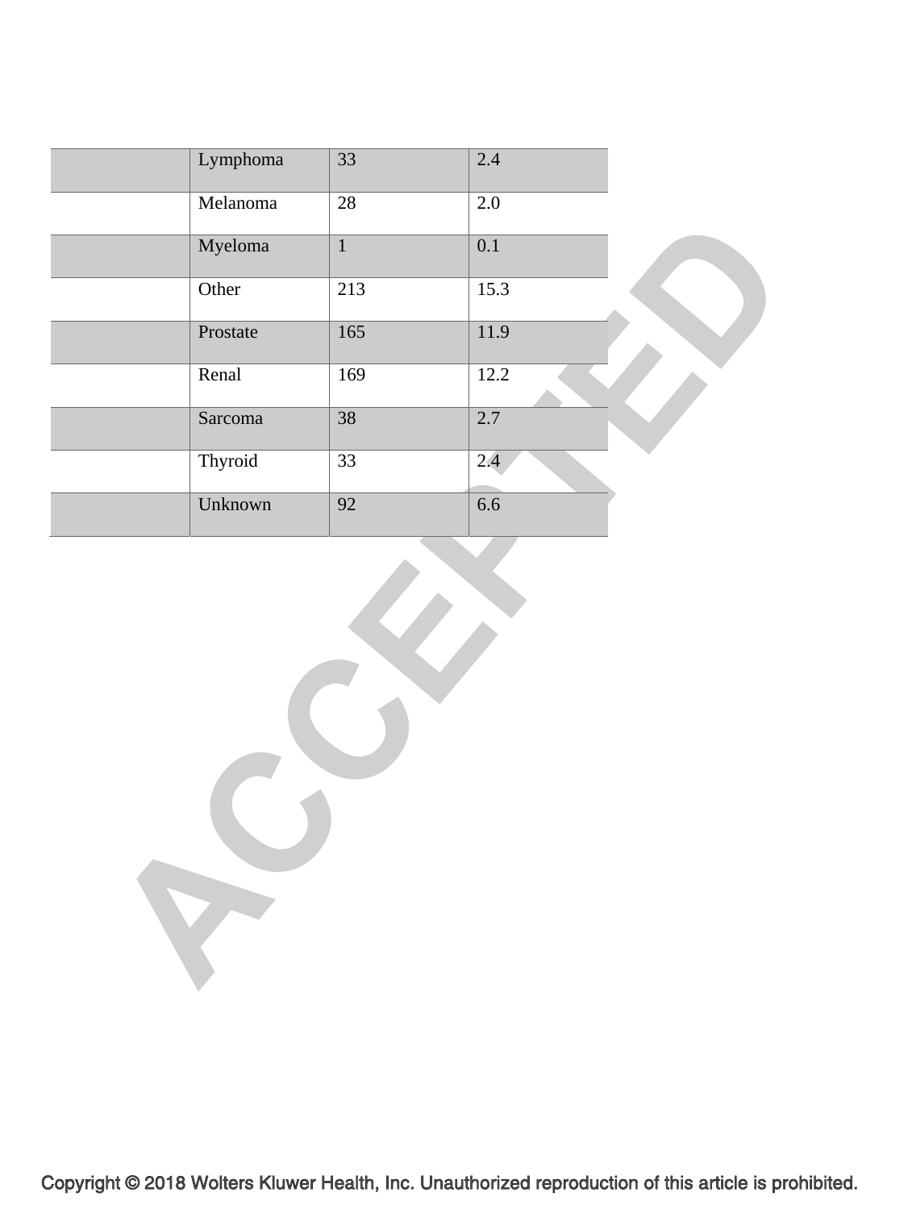| | | | |
|---|---|---|---|
| | Lymphoma | 33 | 2.4 |
| | Melanoma | 28 | 2.0 |
| | Myeloma | 1 | 0.1 |
| | Other | 213 | 15.3 |
| | Prostate | 165 | 11.9 |
| | Renal | 169 | 12.2 |
| | Sarcoma | 38 | 2.7 |
| | Thyroid | 33 | 2.4 |
| | Unknown | 92 | 6.6 |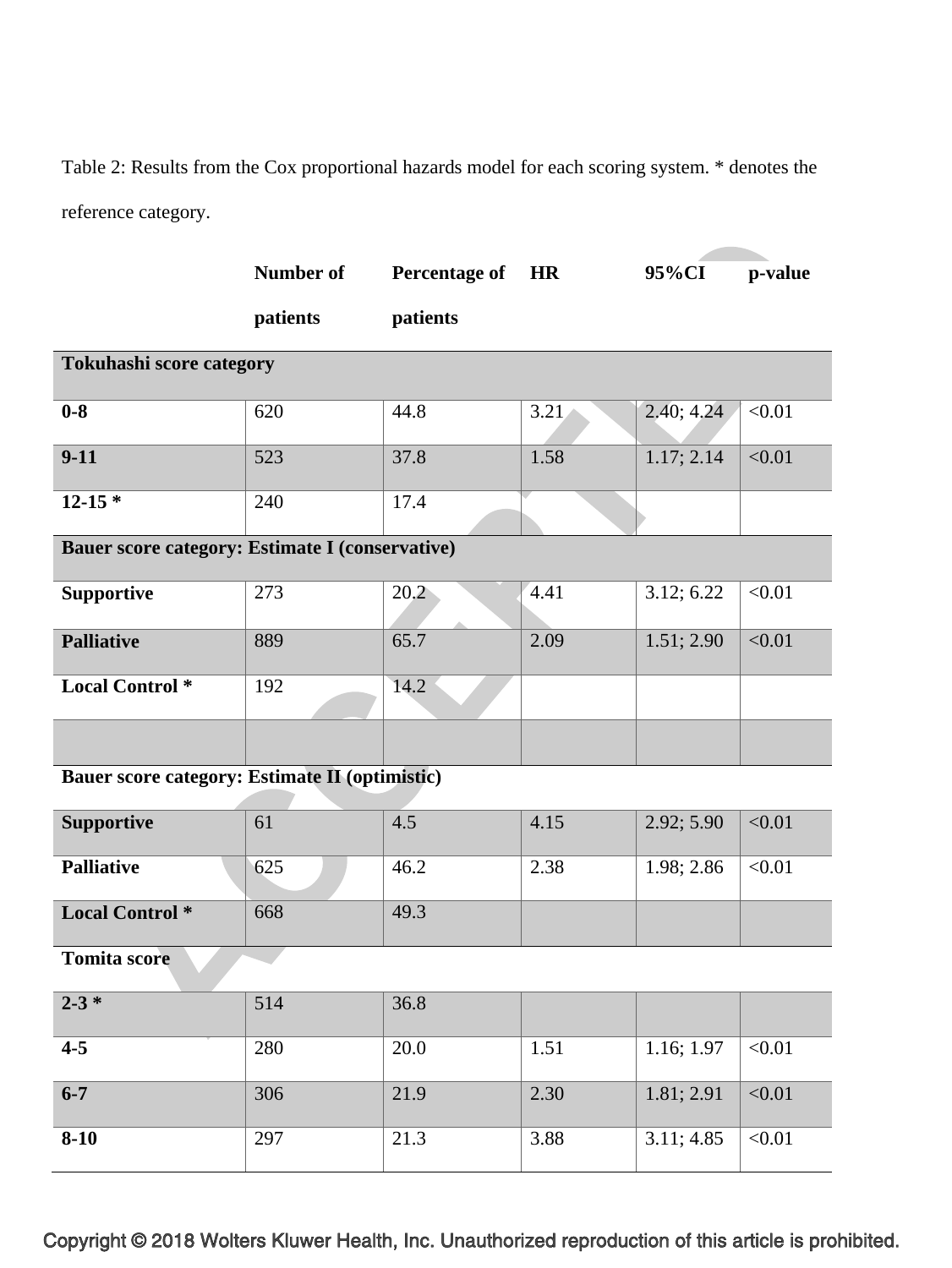Table 2: Results from the Cox proportional hazards model for each scoring system. * denotes the reference category.

| | Number of patients | Percentage of patients | HR | 95%CI | p-value |
|---|---|---|---|---|---|
| **Tokuhashi score category** | | | | | |
| **0-8** | 620 | 44.8 | 3.21 | 2.40; 4.24 | <0.01 |
| **9-11** | 523 | 37.8 | 1.58 | 1.17; 2.14 | <0.01 |
| **12-15 *** | 240 | 17.4 | | | |
| **Bauer score category: Estimate I (conservative)** | | | | | |
| **Supportive** | 273 | 20.2 | 4.41 | 3.12; 6.22 | <0.01 |
| **Palliative** | 889 | 65.7 | 2.09 | 1.51; 2.90 | <0.01 |
| **Local Control *** | 192 | 14.2 | | | |
| | | | | | |
| **Bauer score category: Estimate II (optimistic)** | | | | | |
| **Supportive** | 61 | 4.5 | 4.15 | 2.92; 5.90 | <0.01 |
| **Palliative** | 625 | 46.2 | 2.38 | 1.98; 2.86 | <0.01 |
| **Local Control *** | 668 | 49.3 | | | |
| **Tomita score** | | | | | |
| **2-3 *** | 514 | 36.8 | | | |
| **4-5** | 280 | 20.0 | 1.51 | 1.16; 1.97 | <0.01 |
| **6-7** | 306 | 21.9 | 2.30 | 1.81; 2.91 | <0.01 |
| **8-10** | 297 | 21.3 | 3.88 | 3.11; 4.85 | <0.01 |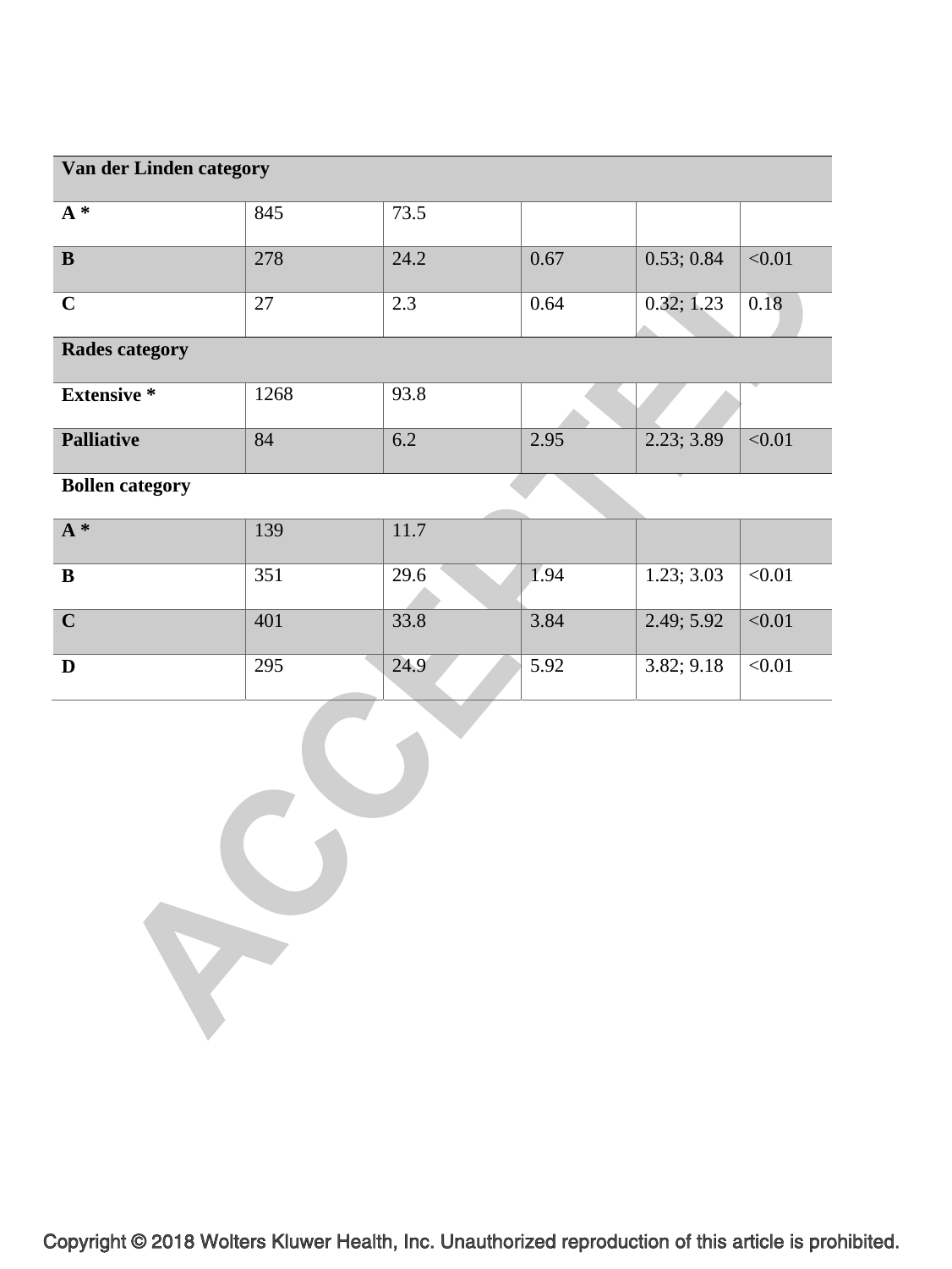| Van der Linden category | | | | | |
|---|---|---|---|---|---|
| **A *** | 845 | 73.5 | | | |
| **B** | 278 | 24.2 | 0.67 | 0.53; 0.84 | <0.01 |
| **C** | 27 | 2.3 | 0.64 | 0.32; 1.23 | 0.18 |
| **Rades category** | | | | | |
| **Extensive *** | 1268 | 93.8 | | | |
| **Palliative** | 84 | 6.2 | 2.95 | 2.23; 3.89 | <0.01 |
| **Bollen category** | | | | | |
| **A *** | 139 | 11.7 | | | |
| **B** | 351 | 29.6 | 1.94 | 1.23; 3.03 | <0.01 |
| **C** | 401 | 33.8 | 3.84 | 2.49; 5.92 | <0.01 |
| **D** | 295 | 24.9 | 5.92 | 3.82; 9.18 | <0.01 |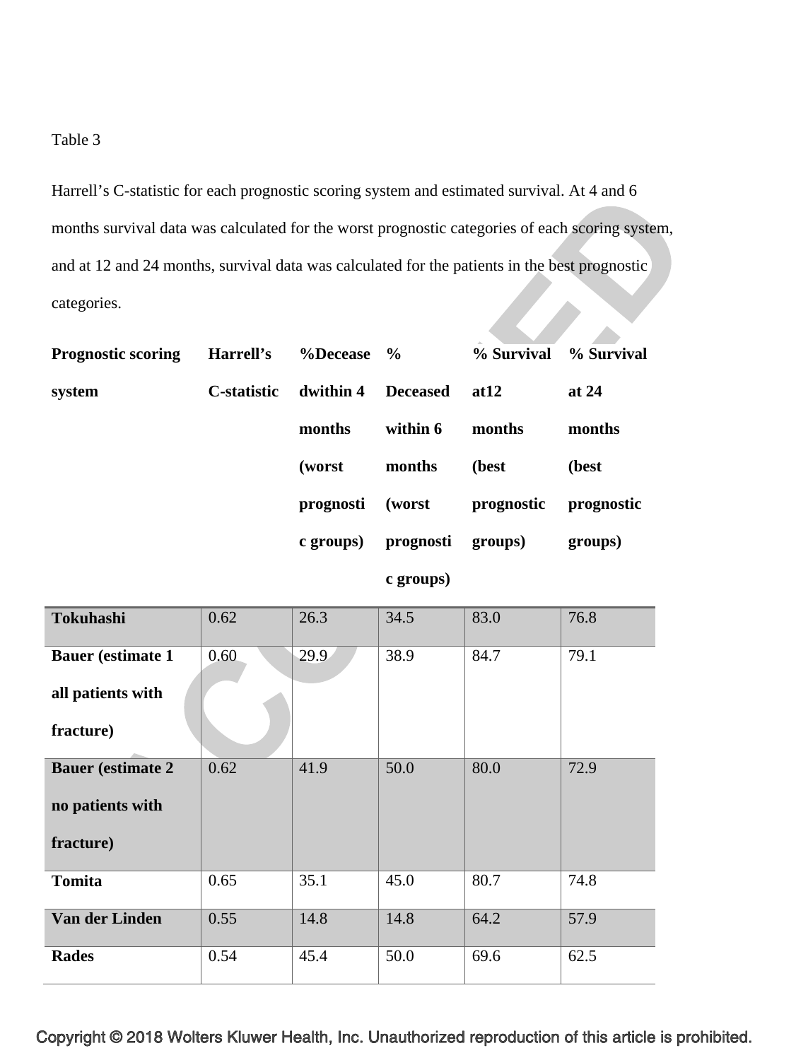Table 3

Harrell's C-statistic for each prognostic scoring system and estimated survival. At 4 and 6 months survival data was calculated for the worst prognostic categories of each scoring system, and at 12 and 24 months, survival data was calculated for the patients in the best prognostic categories.

| Prognostic scoring system | Harrell's C-statistic | %Deceased within 4 months (worst prognostic groups) | % Deceased within 6 months (worst prognostic groups) | % Survival at12 months (best prognostic groups) | % Survival at 24 months (best prognostic groups) |
|---|---|---|---|---|---|
| **Tokuhashi** | 0.62 | 26.3 | 34.5 | 83.0 | 76.8 |
| **Bauer (estimate 1 all patients with fracture)** | 0.60 | 29.9 | 38.9 | 84.7 | 79.1 |
| **Bauer (estimate 2 no patients with fracture)** | 0.62 | 41.9 | 50.0 | 80.0 | 72.9 |
| **Tomita** | 0.65 | 35.1 | 45.0 | 80.7 | 74.8 |
| **Van der Linden** | 0.55 | 14.8 | 14.8 | 64.2 | 57.9 |
| **Rades** | 0.54 | 45.4 | 50.0 | 69.6 | 62.5 |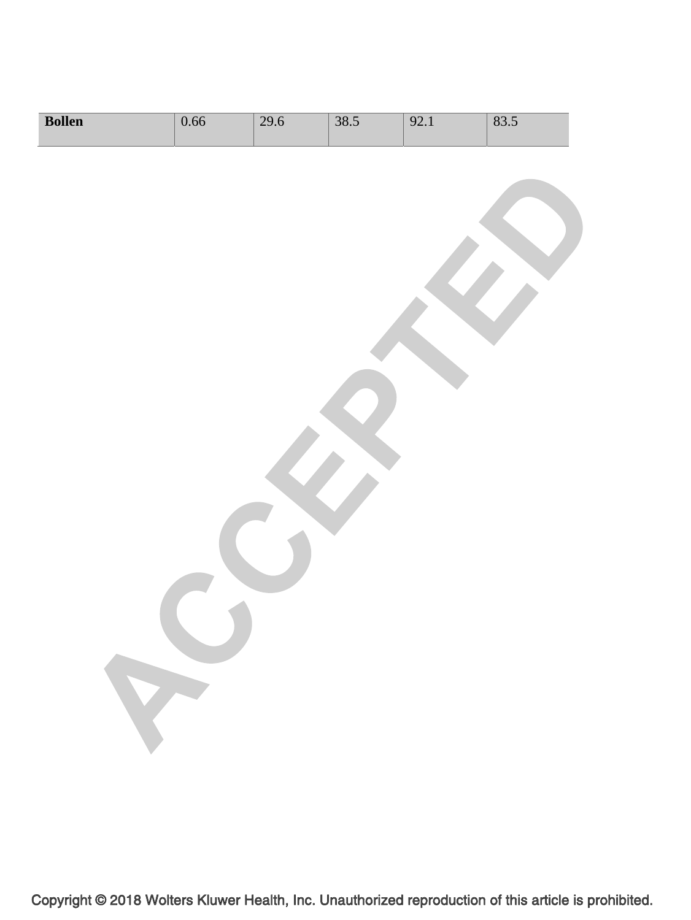| | | | | | |
|---|---|---|---|---|---|
| **Bollen** | 0.66 | 29.6 | 38.5 | 92.1 | 83.5 |